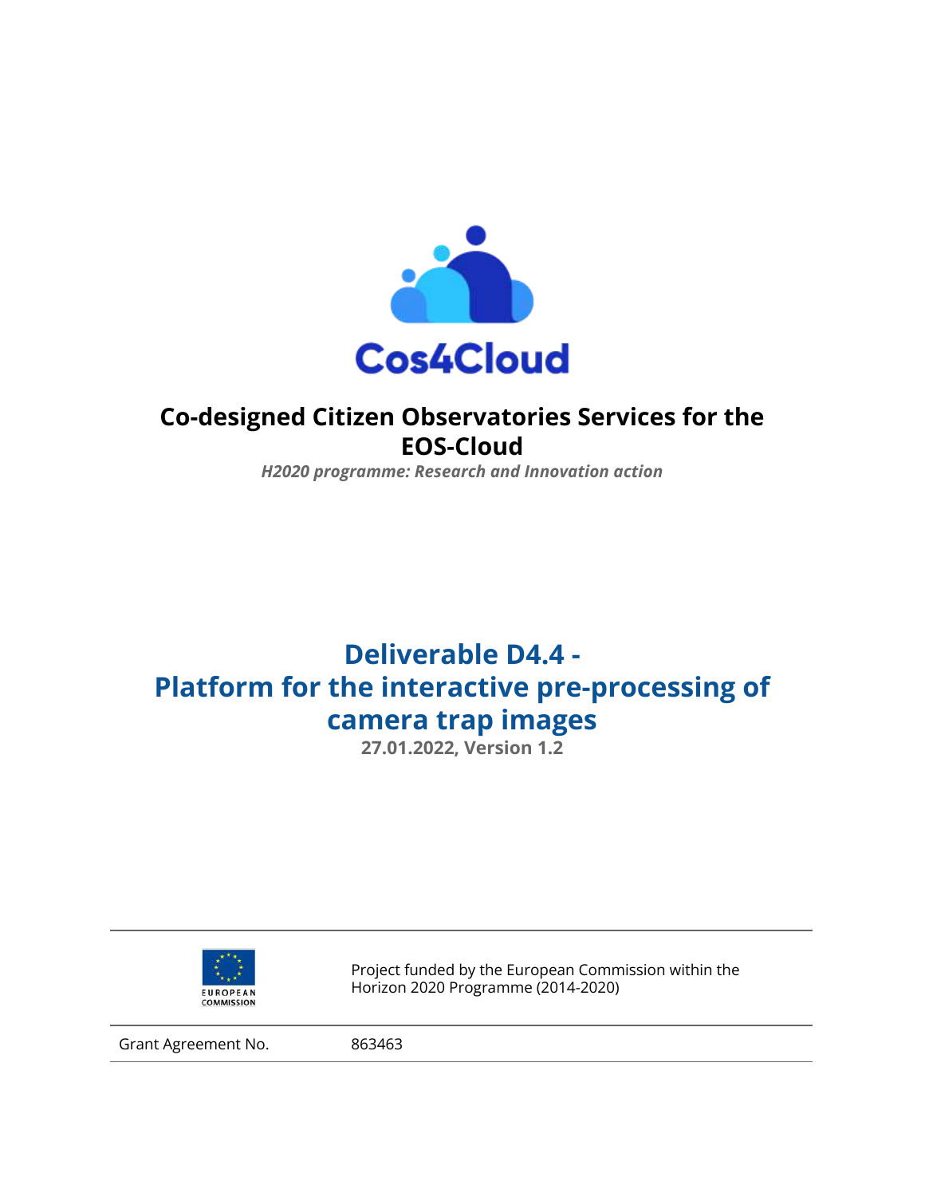Cos4Cloud

# Co-designed Citizen Observatories Services for the EOS-Cloud

*H2020 programme: Research and Innovation action*

## Deliverable D4.4 - Platform for the interactive pre-processing of camera trap images

**27.01.2022, Version 1.2**

EUROPEAN COMMISSION

Project funded by the European Commission within the Horizon 2020 Programme (2014-2020)

| Grant Agreement No. | 863463 |
| --- | --- |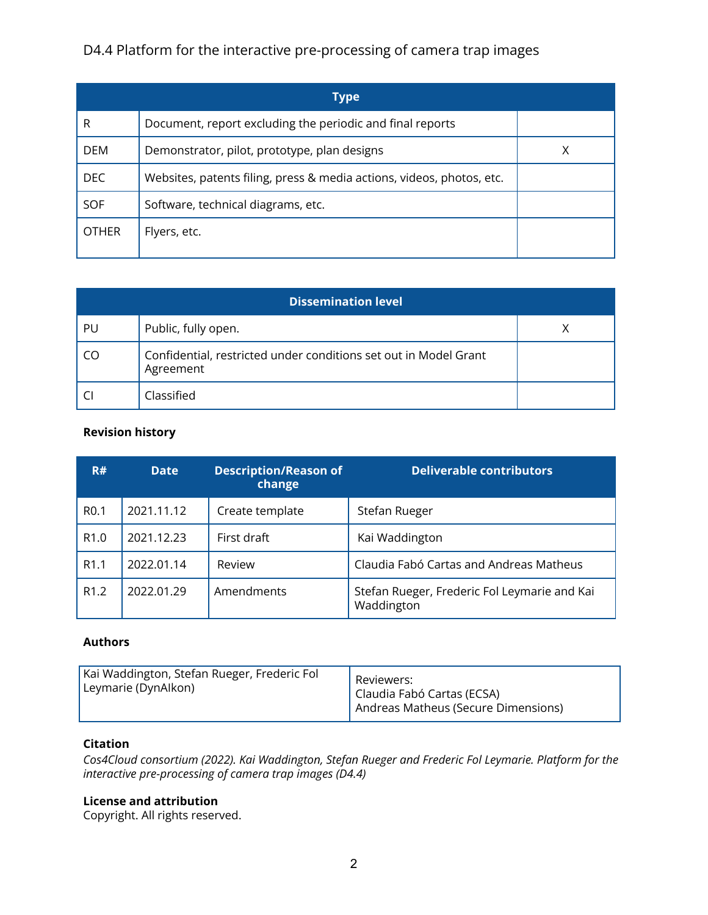D4.4 Platform for the interactive pre-processing of camera trap images

| Type | | |
|---|---|---|
| R | Document, report excluding the periodic and final reports | |
| DEM | Demonstrator, pilot, prototype, plan designs | X |
| DEC | Websites, patents filing, press & media actions, videos, photos, etc. | |
| SOF | Software, technical diagrams, etc. | |
| OTHER | Flyers, etc. | |

| Dissemination level | | |
|---|---|---|
| PU | Public, fully open. | X |
| CO | Confidential, restricted under conditions set out in Model Grant Agreement | |
| CI | Classified | |

**Revision history**

| R# | Date | Description/Reason of change | Deliverable contributors |
|---|---|---|---|
| R0.1 | 2021.11.12 | Create template | Stefan Rueger |
| R1.0 | 2021.12.23 | First draft | Kai Waddington |
| R1.1 | 2022.01.14 | Review | Claudia Fabó Cartas and Andreas Matheus |
| R1.2 | 2022.01.29 | Amendments | Stefan Rueger, Frederic Fol Leymarie and Kai Waddington |

**Authors**

| | |
|---|---|
| Kai Waddington, Stefan Rueger, Frederic Fol Leymarie (DynAIkon) | Reviewers:<br>Claudia Fabó Cartas (ECSA)<br>Andreas Matheus (Secure Dimensions) |

**Citation**

*Cos4Cloud consortium (2022). Kai Waddington, Stefan Rueger and Frederic Fol Leymarie. Platform for the interactive pre-processing of camera trap images (D4.4)*

**License and attribution**

Copyright. All rights reserved.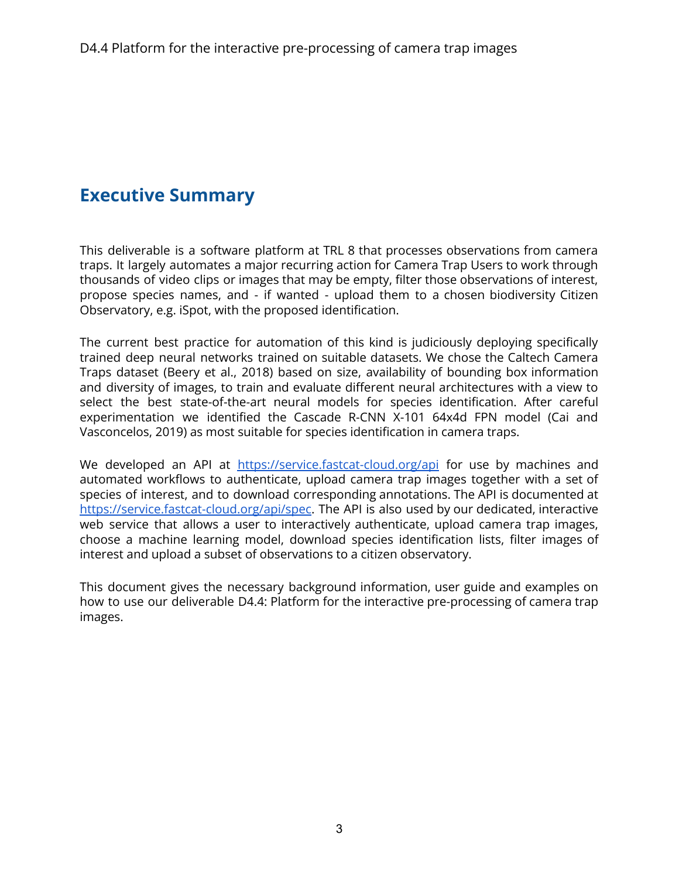# Executive Summary

This deliverable is a software platform at TRL 8 that processes observations from camera traps. It largely automates a major recurring action for Camera Trap Users to work through thousands of video clips or images that may be empty, filter those observations of interest, propose species names, and - if wanted - upload them to a chosen biodiversity Citizen Observatory, e.g. iSpot, with the proposed identification.

The current best practice for automation of this kind is judiciously deploying specifically trained deep neural networks trained on suitable datasets. We chose the Caltech Camera Traps dataset (Beery et al., 2018) based on size, availability of bounding box information and diversity of images, to train and evaluate different neural architectures with a view to select the best state-of-the-art neural models for species identification. After careful experimentation we identified the Cascade R-CNN X-101 64x4d FPN model (Cai and Vasconcelos, 2019) as most suitable for species identification in camera traps.

We developed an API at [https://service.fastcat-cloud.org/api](https://service.fastcat-cloud.org/api) for use by machines and automated workflows to authenticate, upload camera trap images together with a set of species of interest, and to download corresponding annotations. The API is documented at [https://service.fastcat-cloud.org/api/spec](https://service.fastcat-cloud.org/api/spec). The API is also used by our dedicated, interactive web service that allows a user to interactively authenticate, upload camera trap images, choose a machine learning model, download species identification lists, filter images of interest and upload a subset of observations to a citizen observatory.

This document gives the necessary background information, user guide and examples on how to use our deliverable D4.4: Platform for the interactive pre-processing of camera trap images.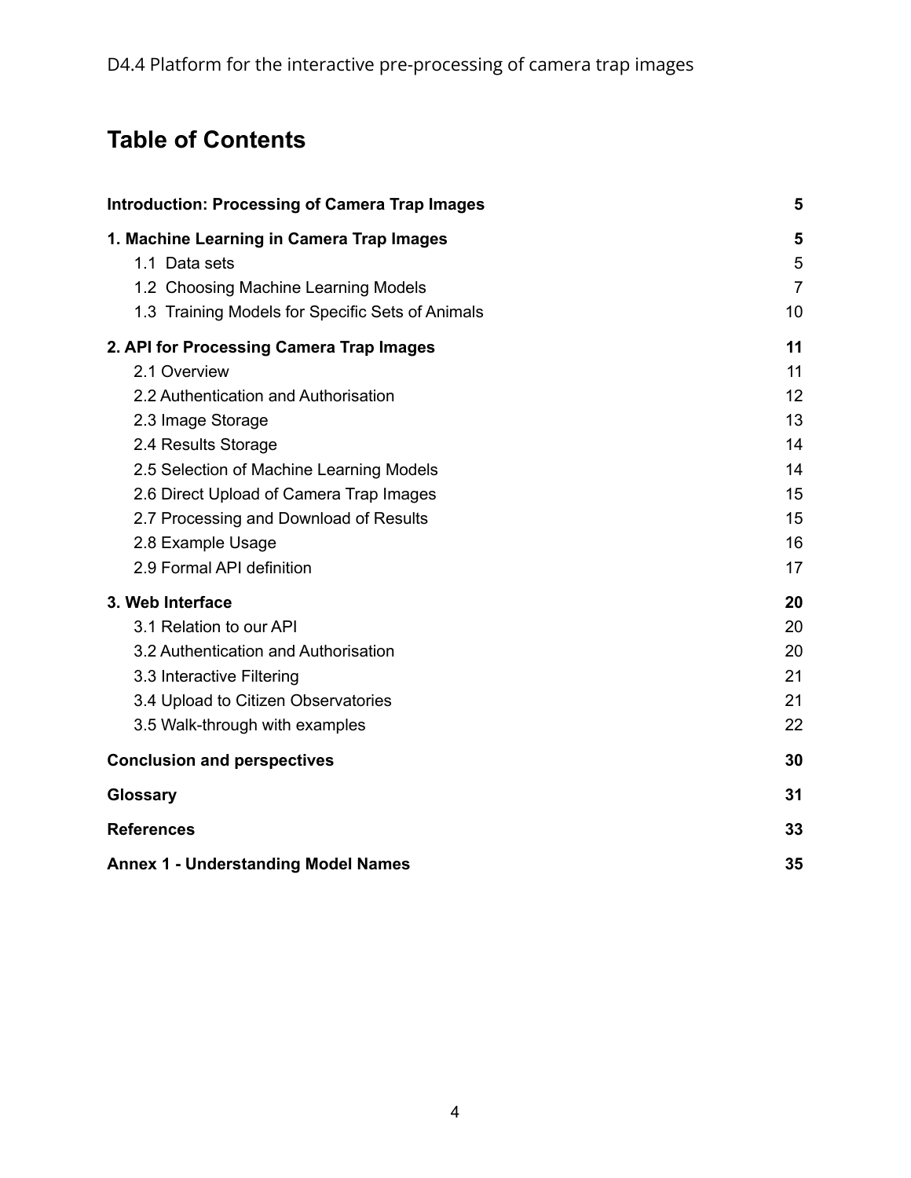# Table of Contents

| | |
|---|---|
| **Introduction: Processing of Camera Trap Images** | **5** |
| **1. Machine Learning in Camera Trap Images** | **5** |
| 1.1 Data sets | 5 |
| 1.2 Choosing Machine Learning Models | 7 |
| 1.3 Training Models for Specific Sets of Animals | 10 |
| **2. API for Processing Camera Trap Images** | **11** |
| 2.1 Overview | 11 |
| 2.2 Authentication and Authorisation | 12 |
| 2.3 Image Storage | 13 |
| 2.4 Results Storage | 14 |
| 2.5 Selection of Machine Learning Models | 14 |
| 2.6 Direct Upload of Camera Trap Images | 15 |
| 2.7 Processing and Download of Results | 15 |
| 2.8 Example Usage | 16 |
| 2.9 Formal API definition | 17 |
| **3. Web Interface** | **20** |
| 3.1 Relation to our API | 20 |
| 3.2 Authentication and Authorisation | 20 |
| 3.3 Interactive Filtering | 21 |
| 3.4 Upload to Citizen Observatories | 21 |
| 3.5 Walk-through with examples | 22 |
| **Conclusion and perspectives** | **30** |
| **Glossary** | **31** |
| **References** | **33** |
| **Annex 1 - Understanding Model Names** | **35** |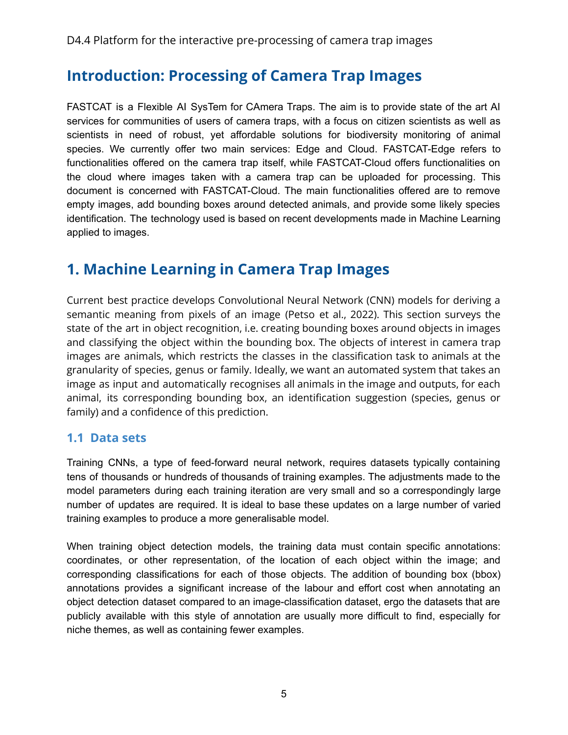## Introduction: Processing of Camera Trap Images

FASTCAT is a Flexible AI SysTem for CAmera Traps. The aim is to provide state of the art AI services for communities of users of camera traps, with a focus on citizen scientists as well as scientists in need of robust, yet affordable solutions for biodiversity monitoring of animal species. We currently offer two main services: Edge and Cloud. FASTCAT-Edge refers to functionalities offered on the camera trap itself, while FASTCAT-Cloud offers functionalities on the cloud where images taken with a camera trap can be uploaded for processing. This document is concerned with FASTCAT-Cloud. The main functionalities offered are to remove empty images, add bounding boxes around detected animals, and provide some likely species identification. The technology used is based on recent developments made in Machine Learning applied to images.

## 1. Machine Learning in Camera Trap Images

Current best practice develops Convolutional Neural Network (CNN) models for deriving a semantic meaning from pixels of an image (Petso et al., 2022). This section surveys the state of the art in object recognition, i.e. creating bounding boxes around objects in images and classifying the object within the bounding box. The objects of interest in camera trap images are animals, which restricts the classes in the classification task to animals at the granularity of species, genus or family. Ideally, we want an automated system that takes an image as input and automatically recognises all animals in the image and outputs, for each animal, its corresponding bounding box, an identification suggestion (species, genus or family) and a confidence of this prediction.

### 1.1 Data sets

Training CNNs, a type of feed-forward neural network, requires datasets typically containing tens of thousands or hundreds of thousands of training examples. The adjustments made to the model parameters during each training iteration are very small and so a correspondingly large number of updates are required. It is ideal to base these updates on a large number of varied training examples to produce a more generalisable model.

When training object detection models, the training data must contain specific annotations: coordinates, or other representation, of the location of each object within the image; and corresponding classifications for each of those objects. The addition of bounding box (bbox) annotations provides a significant increase of the labour and effort cost when annotating an object detection dataset compared to an image-classification dataset, ergo the datasets that are publicly available with this style of annotation are usually more difficult to find, especially for niche themes, as well as containing fewer examples.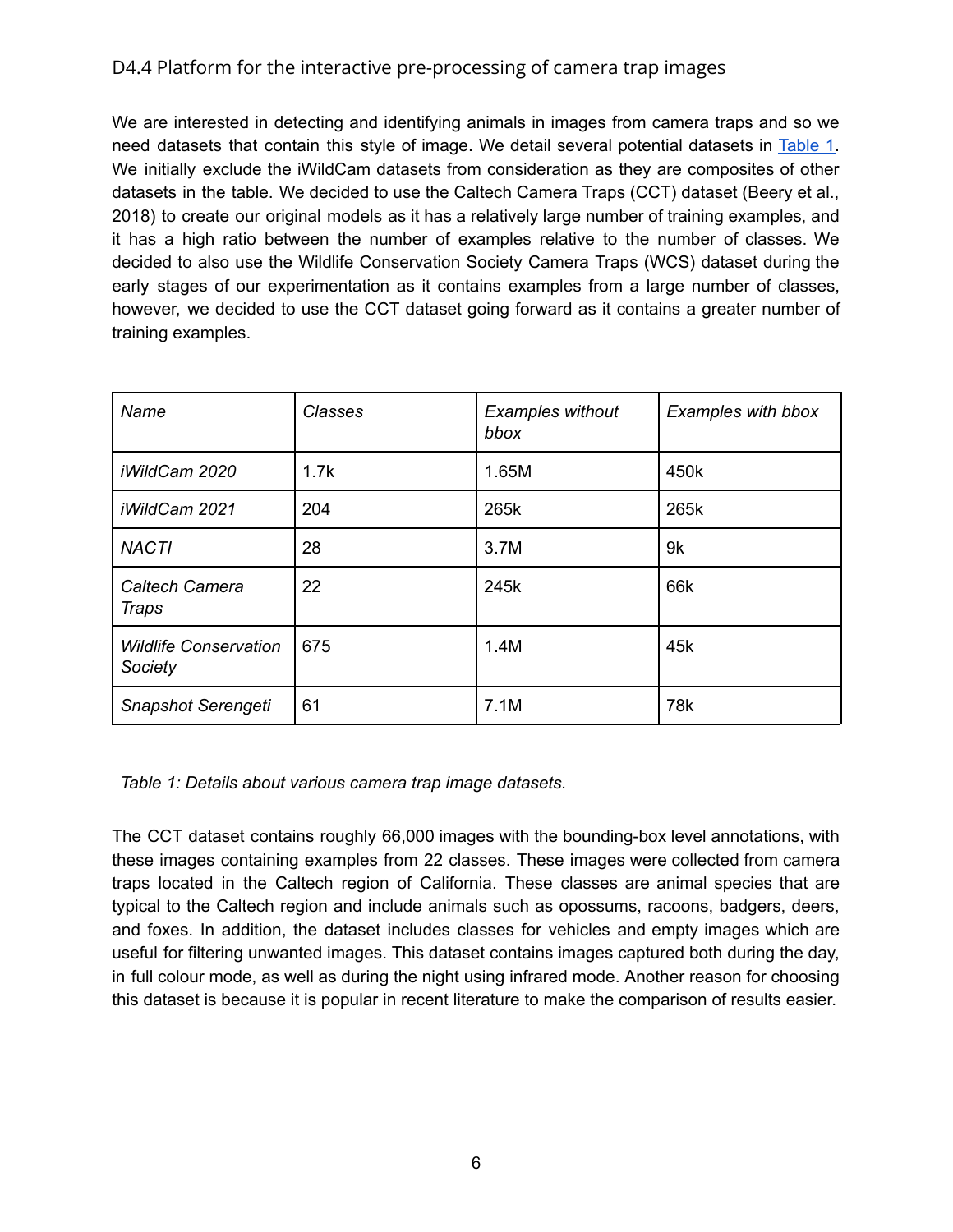## D4.4 Platform for the interactive pre-processing of camera trap images

We are interested in detecting and identifying animals in images from camera traps and so we need datasets that contain this style of image. We detail several potential datasets in Table 1. We initially exclude the iWildCam datasets from consideration as they are composites of other datasets in the table. We decided to use the Caltech Camera Traps (CCT) dataset (Beery et al., 2018) to create our original models as it has a relatively large number of training examples, and it has a high ratio between the number of examples relative to the number of classes. We decided to also use the Wildlife Conservation Society Camera Traps (WCS) dataset during the early stages of our experimentation as it contains examples from a large number of classes, however, we decided to use the CCT dataset going forward as it contains a greater number of training examples.

| *Name* | *Classes* | *Examples without bbox* | *Examples with bbox* |
|---|---|---|---|
| *iWildCam 2020* | 1.7k | 1.65M | 450k |
| *iWildCam 2021* | 204 | 265k | 265k |
| *NACTI* | 28 | 3.7M | 9k |
| *Caltech Camera Traps* | 22 | 245k | 66k |
| *Wildlife Conservation Society* | 675 | 1.4M | 45k |
| *Snapshot Serengeti* | 61 | 7.1M | 78k |

*Table 1: Details about various camera trap image datasets.*

The CCT dataset contains roughly 66,000 images with the bounding-box level annotations, with these images containing examples from 22 classes. These images were collected from camera traps located in the Caltech region of California. These classes are animal species that are typical to the Caltech region and include animals such as opossums, racoons, badgers, deers, and foxes. In addition, the dataset includes classes for vehicles and empty images which are useful for filtering unwanted images. This dataset contains images captured both during the day, in full colour mode, as well as during the night using infrared mode. Another reason for choosing this dataset is because it is popular in recent literature to make the comparison of results easier.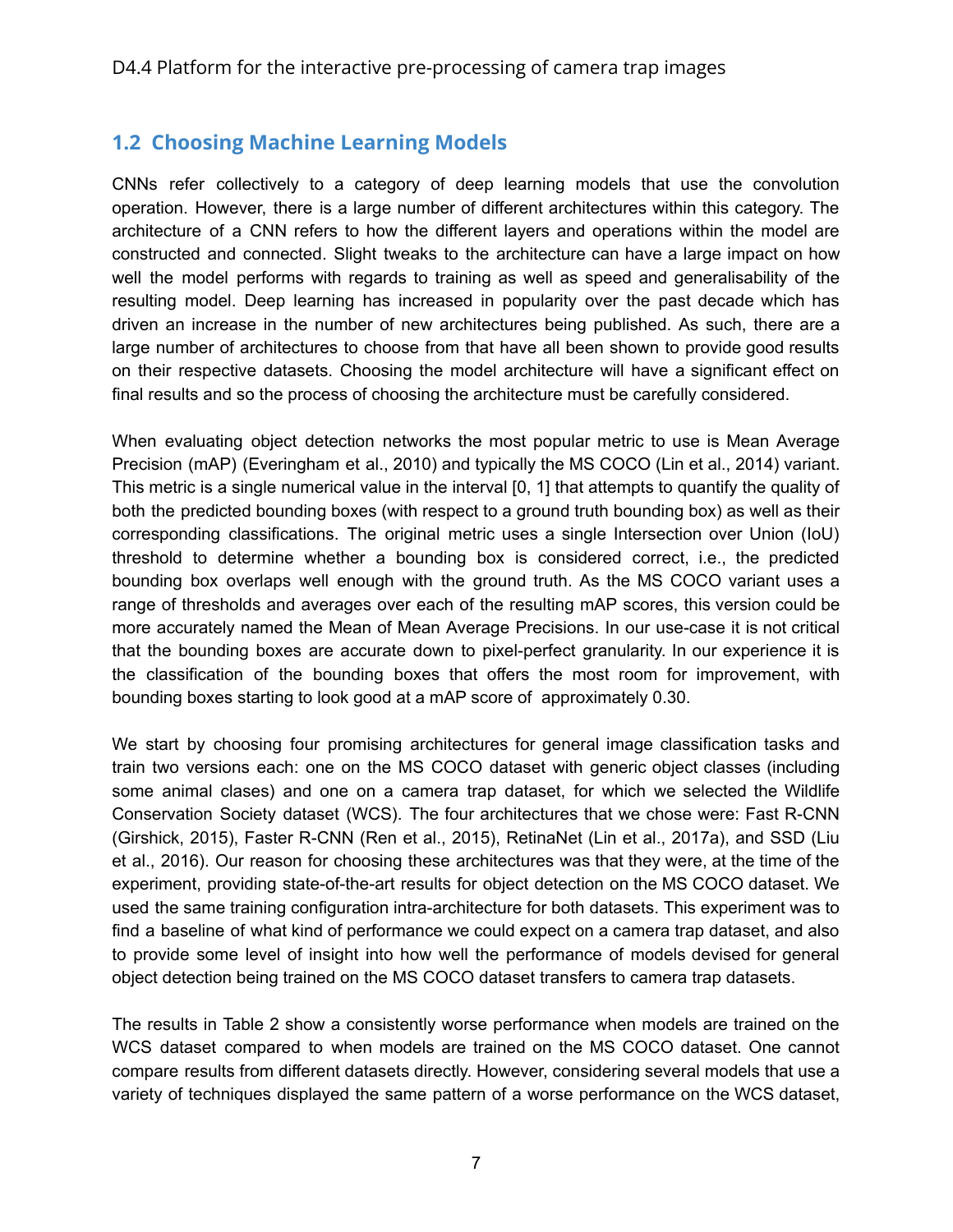## 1.2 Choosing Machine Learning Models

CNNs refer collectively to a category of deep learning models that use the convolution operation. However, there is a large number of different architectures within this category. The architecture of a CNN refers to how the different layers and operations within the model are constructed and connected. Slight tweaks to the architecture can have a large impact on how well the model performs with regards to training as well as speed and generalisability of the resulting model. Deep learning has increased in popularity over the past decade which has driven an increase in the number of new architectures being published. As such, there are a large number of architectures to choose from that have all been shown to provide good results on their respective datasets. Choosing the model architecture will have a significant effect on final results and so the process of choosing the architecture must be carefully considered.

When evaluating object detection networks the most popular metric to use is Mean Average Precision (mAP) (Everingham et al., 2010) and typically the MS COCO (Lin et al., 2014) variant. This metric is a single numerical value in the interval [0, 1] that attempts to quantify the quality of both the predicted bounding boxes (with respect to a ground truth bounding box) as well as their corresponding classifications. The original metric uses a single Intersection over Union (IoU) threshold to determine whether a bounding box is considered correct, i.e., the predicted bounding box overlaps well enough with the ground truth. As the MS COCO variant uses a range of thresholds and averages over each of the resulting mAP scores, this version could be more accurately named the Mean of Mean Average Precisions. In our use-case it is not critical that the bounding boxes are accurate down to pixel-perfect granularity. In our experience it is the classification of the bounding boxes that offers the most room for improvement, with bounding boxes starting to look good at a mAP score of approximately 0.30.

We start by choosing four promising architectures for general image classification tasks and train two versions each: one on the MS COCO dataset with generic object classes (including some animal clases) and one on a camera trap dataset, for which we selected the Wildlife Conservation Society dataset (WCS). The four architectures that we chose were: Fast R-CNN (Girshick, 2015), Faster R-CNN (Ren et al., 2015), RetinaNet (Lin et al., 2017a), and SSD (Liu et al., 2016). Our reason for choosing these architectures was that they were, at the time of the experiment, providing state-of-the-art results for object detection on the MS COCO dataset. We used the same training configuration intra-architecture for both datasets. This experiment was to find a baseline of what kind of performance we could expect on a camera trap dataset, and also to provide some level of insight into how well the performance of models devised for general object detection being trained on the MS COCO dataset transfers to camera trap datasets.

The results in Table 2 show a consistently worse performance when models are trained on the WCS dataset compared to when models are trained on the MS COCO dataset. One cannot compare results from different datasets directly. However, considering several models that use a variety of techniques displayed the same pattern of a worse performance on the WCS dataset,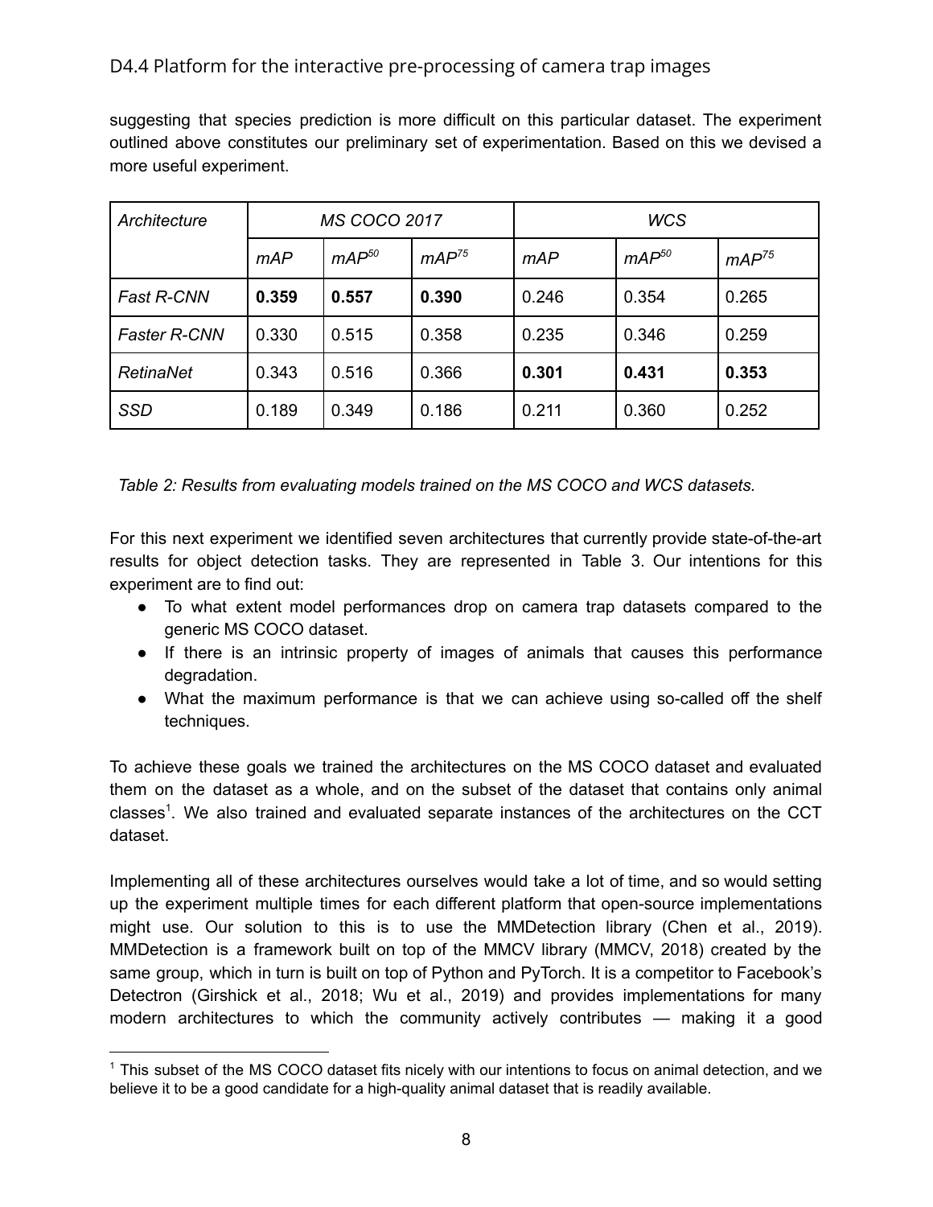suggesting that species prediction is more difficult on this particular dataset. The experiment outlined above constitutes our preliminary set of experimentation. Based on this we devised a more useful experiment.

| *Architecture* | *MS COCO 2017* | | | *WCS* | | |
|---|---|---|---|---|---|---|
| | *mAP* | *$mAP^{50}$* | *$mAP^{75}$* | *mAP* | *$mAP^{50}$* | *$mAP^{75}$* |
| *Fast R-CNN* | **0.359** | **0.557** | **0.390** | 0.246 | 0.354 | 0.265 |
| *Faster R-CNN* | 0.330 | 0.515 | 0.358 | 0.235 | 0.346 | 0.259 |
| *RetinaNet* | 0.343 | 0.516 | 0.366 | **0.301** | **0.431** | **0.353** |
| *SSD* | 0.189 | 0.349 | 0.186 | 0.211 | 0.360 | 0.252 |

*Table 2: Results from evaluating models trained on the MS COCO and WCS datasets.*

For this next experiment we identified seven architectures that currently provide state-of-the-art results for object detection tasks. They are represented in Table 3. Our intentions for this experiment are to find out:

- To what extent model performances drop on camera trap datasets compared to the generic MS COCO dataset.
- If there is an intrinsic property of images of animals that causes this performance degradation.
- What the maximum performance is that we can achieve using so-called off the shelf techniques.

To achieve these goals we trained the architectures on the MS COCO dataset and evaluated them on the dataset as a whole, and on the subset of the dataset that contains only animal classes[1]. We also trained and evaluated separate instances of the architectures on the CCT dataset.

Implementing all of these architectures ourselves would take a lot of time, and so would setting up the experiment multiple times for each different platform that open-source implementations might use. Our solution to this is to use the MMDetection library (Chen et al., 2019). MMDetection is a framework built on top of the MMCV library (MMCV, 2018) created by the same group, which in turn is built on top of Python and PyTorch. It is a competitor to Facebook's Detectron (Girshick et al., 2018; Wu et al., 2019) and provides implementations for many modern architectures to which the community actively contributes — making it a good

[1] This subset of the MS COCO dataset fits nicely with our intentions to focus on animal detection, and we believe it to be a good candidate for a high-quality animal dataset that is readily available.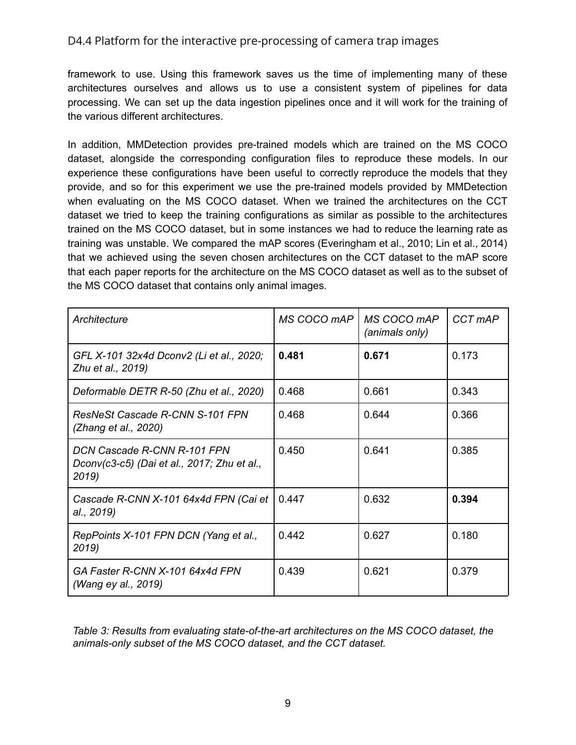framework to use. Using this framework saves us the time of implementing many of these architectures ourselves and allows us to use a consistent system of pipelines for data processing. We can set up the data ingestion pipelines once and it will work for the training of the various different architectures.

In addition, MMDetection provides pre-trained models which are trained on the MS COCO dataset, alongside the corresponding configuration files to reproduce these models. In our experience these configurations have been useful to correctly reproduce the models that they provide, and so for this experiment we use the pre-trained models provided by MMDetection when evaluating on the MS COCO dataset. When we trained the architectures on the CCT dataset we tried to keep the training configurations as similar as possible to the architectures trained on the MS COCO dataset, but in some instances we had to reduce the learning rate as training was unstable. We compared the mAP scores (Everingham et al., 2010; Lin et al., 2014) that we achieved using the seven chosen architectures on the CCT dataset to the mAP score that each paper reports for the architecture on the MS COCO dataset as well as to the subset of the MS COCO dataset that contains only animal images.

| *Architecture* | *MS COCO mAP* | *MS COCO mAP (animals only)* | *CCT mAP* |
|---|---|---|---|
| *GFL X-101 32x4d Dconv2 (Li et al., 2020; Zhu et al., 2019)* | **0.481** | **0.671** | 0.173 |
| *Deformable DETR R-50 (Zhu et al., 2020)* | 0.468 | 0.661 | 0.343 |
| *ResNeSt Cascade R-CNN S-101 FPN (Zhang et al., 2020)* | 0.468 | 0.644 | 0.366 |
| *DCN Cascade R-CNN R-101 FPN Dconv(c3-c5) (Dai et al., 2017; Zhu et al., 2019)* | 0.450 | 0.641 | 0.385 |
| *Cascade R-CNN X-101 64x4d FPN (Cai et al., 2019)* | 0.447 | 0.632 | **0.394** |
| *RepPoints X-101 FPN DCN (Yang et al., 2019)* | 0.442 | 0.627 | 0.180 |
| *GA Faster R-CNN X-101 64x4d FPN (Wang ey al., 2019)* | 0.439 | 0.621 | 0.379 |

*Table 3: Results from evaluating state-of-the-art architectures on the MS COCO dataset, the animals-only subset of the MS COCO dataset, and the CCT dataset.*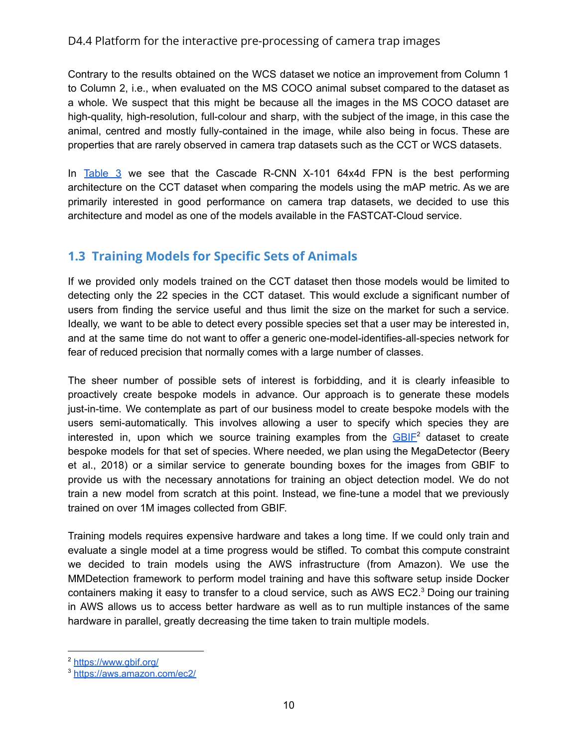Contrary to the results obtained on the WCS dataset we notice an improvement from Column 1 to Column 2, i.e., when evaluated on the MS COCO animal subset compared to the dataset as a whole. We suspect that this might be because all the images in the MS COCO dataset are high-quality, high-resolution, full-colour and sharp, with the subject of the image, in this case the animal, centred and mostly fully-contained in the image, while also being in focus. These are properties that are rarely observed in camera trap datasets such as the CCT or WCS datasets.

In Table 3 we see that the Cascade R-CNN X-101 64x4d FPN is the best performing architecture on the CCT dataset when comparing the models using the mAP metric. As we are primarily interested in good performance on camera trap datasets, we decided to use this architecture and model as one of the models available in the FASTCAT-Cloud service.

## 1.3 Training Models for Specific Sets of Animals

If we provided only models trained on the CCT dataset then those models would be limited to detecting only the 22 species in the CCT dataset. This would exclude a significant number of users from finding the service useful and thus limit the size on the market for such a service. Ideally, we want to be able to detect every possible species set that a user may be interested in, and at the same time do not want to offer a generic one-model-identifies-all-species network for fear of reduced precision that normally comes with a large number of classes.

The sheer number of possible sets of interest is forbidding, and it is clearly infeasible to proactively create bespoke models in advance. Our approach is to generate these models just-in-time. We contemplate as part of our business model to create bespoke models with the users semi-automatically. This involves allowing a user to specify which species they are interested in, upon which we source training examples from the GBIF[2] dataset to create bespoke models for that set of species. Where needed, we plan using the MegaDetector (Beery et al., 2018) or a similar service to generate bounding boxes for the images from GBIF to provide us with the necessary annotations for training an object detection model. We do not train a new model from scratch at this point. Instead, we fine-tune a model that we previously trained on over 1M images collected from GBIF.

Training models requires expensive hardware and takes a long time. If we could only train and evaluate a single model at a time progress would be stifled. To combat this compute constraint we decided to train models using the AWS infrastructure (from Amazon). We use the MMDetection framework to perform model training and have this software setup inside Docker containers making it easy to transfer to a cloud service, such as AWS EC2.[3] Doing our training in AWS allows us to access better hardware as well as to run multiple instances of the same hardware in parallel, greatly decreasing the time taken to train multiple models.

[2] https://www.gbif.org/

[3] https://aws.amazon.com/ec2/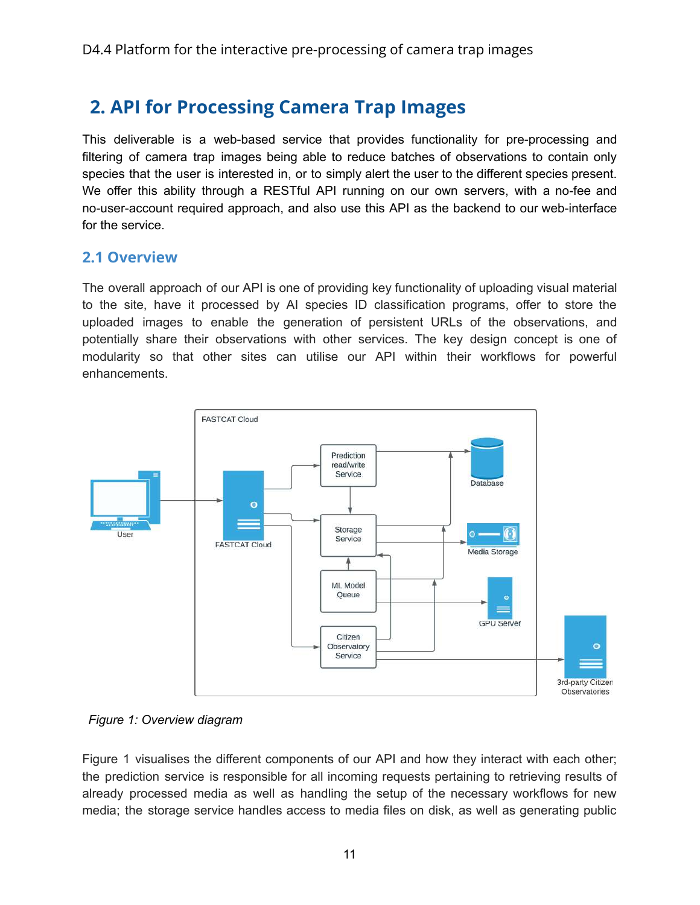# 2. API for Processing Camera Trap Images

This deliverable is a web-based service that provides functionality for pre-processing and filtering of camera trap images being able to reduce batches of observations to contain only species that the user is interested in, or to simply alert the user to the different species present. We offer this ability through a RESTful API running on our own servers, with a no-fee and no-user-account required approach, and also use this API as the backend to our web-interface for the service.

## 2.1 Overview

The overall approach of our API is one of providing key functionality of uploading visual material to the site, have it processed by AI species ID classification programs, offer to store the uploaded images to enable the generation of persistent URLs of the observations, and potentially share their observations with other services. The key design concept is one of modularity so that other sites can utilise our API within their workflows for powerful enhancements.

*Figure 1: Overview diagram*

Figure 1 visualises the different components of our API and how they interact with each other; the prediction service is responsible for all incoming requests pertaining to retrieving results of already processed media as well as handling the setup of the necessary workflows for new media; the storage service handles access to media files on disk, as well as generating public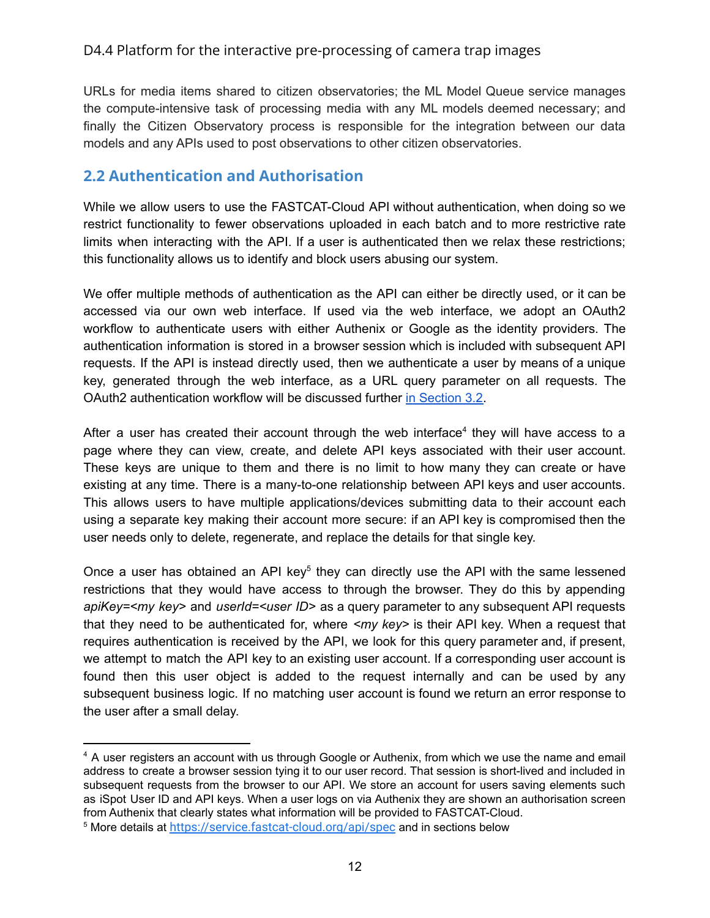URLs for media items shared to citizen observatories; the ML Model Queue service manages the compute-intensive task of processing media with any ML models deemed necessary; and finally the Citizen Observatory process is responsible for the integration between our data models and any APIs used to post observations to other citizen observatories.

## 2.2 Authentication and Authorisation

While we allow users to use the FASTCAT-Cloud API without authentication, when doing so we restrict functionality to fewer observations uploaded in each batch and to more restrictive rate limits when interacting with the API. If a user is authenticated then we relax these restrictions; this functionality allows us to identify and block users abusing our system.

We offer multiple methods of authentication as the API can either be directly used, or it can be accessed via our own web interface. If used via the web interface, we adopt an OAuth2 workflow to authenticate users with either Authenix or Google as the identity providers. The authentication information is stored in a browser session which is included with subsequent API requests. If the API is instead directly used, then we authenticate a user by means of a unique key, generated through the web interface, as a URL query parameter on all requests. The OAuth2 authentication workflow will be discussed further [in Section 3.2](#).

After a user has created their account through the web interface[4] they will have access to a page where they can view, create, and delete API keys associated with their user account. These keys are unique to them and there is no limit to how many they can create or have existing at any time. There is a many-to-one relationship between API keys and user accounts. This allows users to have multiple applications/devices submitting data to their account each using a separate key making their account more secure: if an API key is compromised then the user needs only to delete, regenerate, and replace the details for that single key.

Once a user has obtained an API key[5] they can directly use the API with the same lessened restrictions that they would have access to through the browser. They do this by appending *apiKey=<my key>* and *userId=<user ID>* as a query parameter to any subsequent API requests that they need to be authenticated for, where *<my key>* is their API key. When a request that requires authentication is received by the API, we look for this query parameter and, if present, we attempt to match the API key to an existing user account. If a corresponding user account is found then this user object is added to the request internally and can be used by any subsequent business logic. If no matching user account is found we return an error response to the user after a small delay.

---

[4] A user registers an account with us through Google or Authenix, from which we use the name and email address to create a browser session tying it to our user record. That session is short-lived and included in subsequent requests from the browser to our API. We store an account for users saving elements such as iSpot User ID and API keys. When a user logs on via Authenix they are shown an authorisation screen from Authenix that clearly states what information will be provided to FASTCAT-Cloud.

[5] More details at [https://service.fastcat-cloud.org/api/spec](https://service.fastcat-cloud.org/api/spec) and in sections below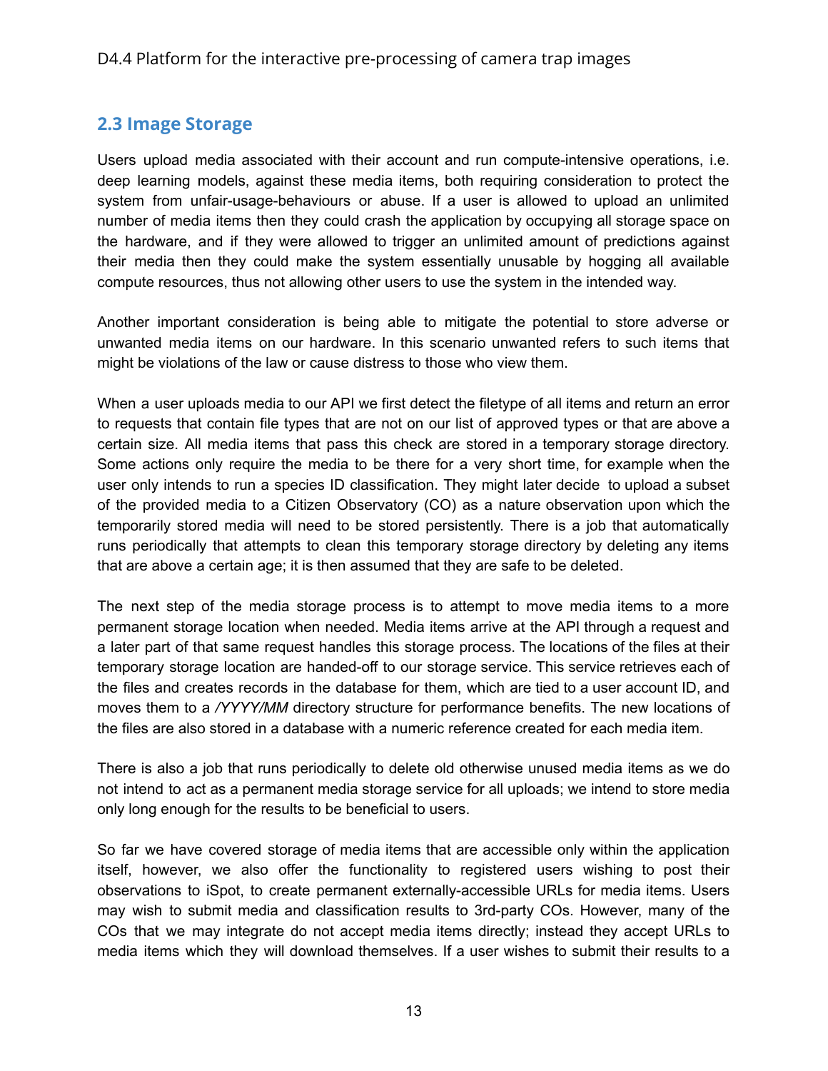## 2.3 Image Storage

Users upload media associated with their account and run compute-intensive operations, i.e. deep learning models, against these media items, both requiring consideration to protect the system from unfair-usage-behaviours or abuse. If a user is allowed to upload an unlimited number of media items then they could crash the application by occupying all storage space on the hardware, and if they were allowed to trigger an unlimited amount of predictions against their media then they could make the system essentially unusable by hogging all available compute resources, thus not allowing other users to use the system in the intended way.

Another important consideration is being able to mitigate the potential to store adverse or unwanted media items on our hardware. In this scenario unwanted refers to such items that might be violations of the law or cause distress to those who view them.

When a user uploads media to our API we first detect the filetype of all items and return an error to requests that contain file types that are not on our list of approved types or that are above a certain size. All media items that pass this check are stored in a temporary storage directory. Some actions only require the media to be there for a very short time, for example when the user only intends to run a species ID classification. They might later decide to upload a subset of the provided media to a Citizen Observatory (CO) as a nature observation upon which the temporarily stored media will need to be stored persistently. There is a job that automatically runs periodically that attempts to clean this temporary storage directory by deleting any items that are above a certain age; it is then assumed that they are safe to be deleted.

The next step of the media storage process is to attempt to move media items to a more permanent storage location when needed. Media items arrive at the API through a request and a later part of that same request handles this storage process. The locations of the files at their temporary storage location are handed-off to our storage service. This service retrieves each of the files and creates records in the database for them, which are tied to a user account ID, and moves them to a */YYYY/MM* directory structure for performance benefits. The new locations of the files are also stored in a database with a numeric reference created for each media item.

There is also a job that runs periodically to delete old otherwise unused media items as we do not intend to act as a permanent media storage service for all uploads; we intend to store media only long enough for the results to be beneficial to users.

So far we have covered storage of media items that are accessible only within the application itself, however, we also offer the functionality to registered users wishing to post their observations to iSpot, to create permanent externally-accessible URLs for media items. Users may wish to submit media and classification results to 3rd-party COs. However, many of the COs that we may integrate do not accept media items directly; instead they accept URLs to media items which they will download themselves. If a user wishes to submit their results to a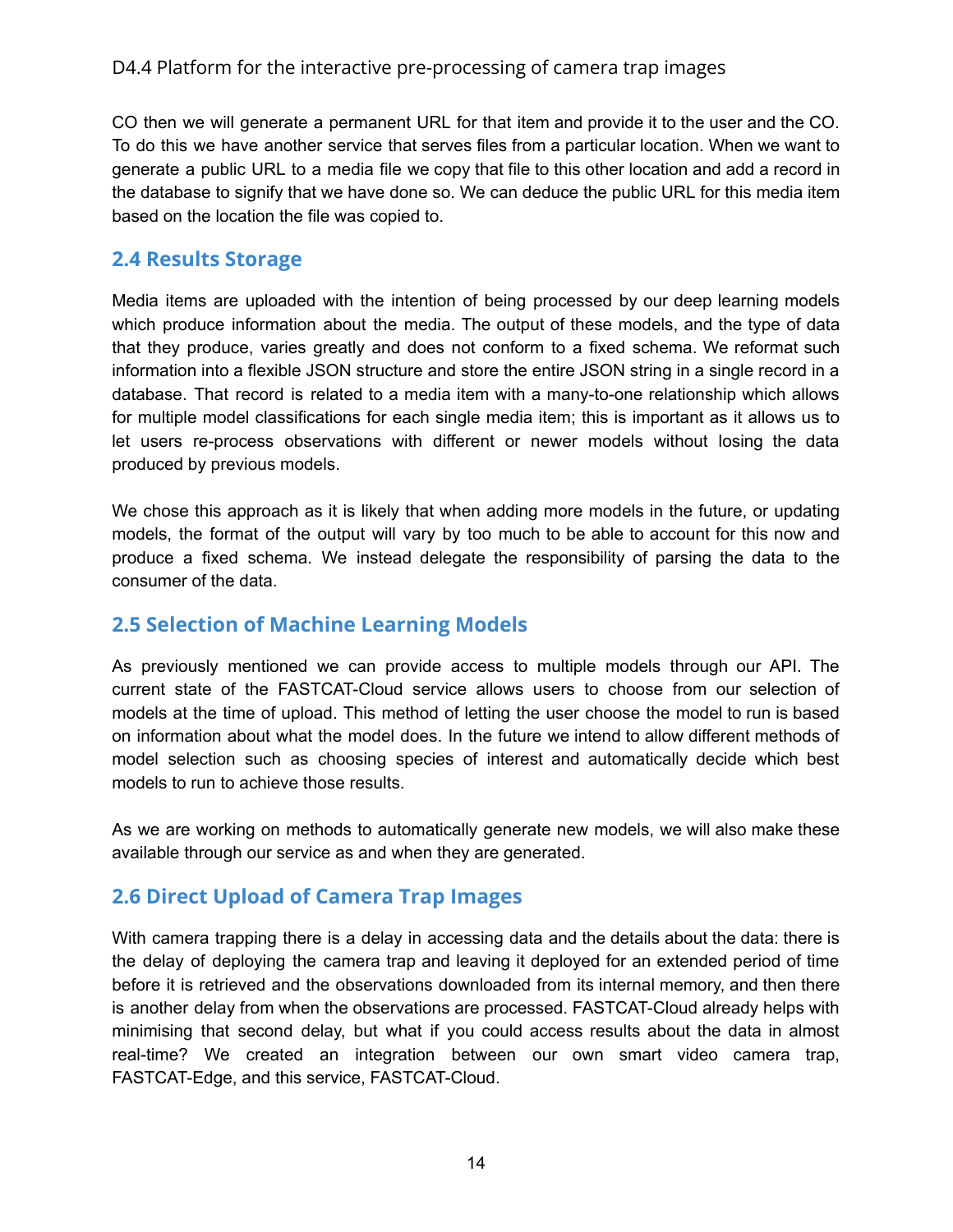CO then we will generate a permanent URL for that item and provide it to the user and the CO. To do this we have another service that serves files from a particular location. When we want to generate a public URL to a media file we copy that file to this other location and add a record in the database to signify that we have done so. We can deduce the public URL for this media item based on the location the file was copied to.

## 2.4 Results Storage

Media items are uploaded with the intention of being processed by our deep learning models which produce information about the media. The output of these models, and the type of data that they produce, varies greatly and does not conform to a fixed schema. We reformat such information into a flexible JSON structure and store the entire JSON string in a single record in a database. That record is related to a media item with a many-to-one relationship which allows for multiple model classifications for each single media item; this is important as it allows us to let users re-process observations with different or newer models without losing the data produced by previous models.

We chose this approach as it is likely that when adding more models in the future, or updating models, the format of the output will vary by too much to be able to account for this now and produce a fixed schema. We instead delegate the responsibility of parsing the data to the consumer of the data.

## 2.5 Selection of Machine Learning Models

As previously mentioned we can provide access to multiple models through our API. The current state of the FASTCAT-Cloud service allows users to choose from our selection of models at the time of upload. This method of letting the user choose the model to run is based on information about what the model does. In the future we intend to allow different methods of model selection such as choosing species of interest and automatically decide which best models to run to achieve those results.

As we are working on methods to automatically generate new models, we will also make these available through our service as and when they are generated.

## 2.6 Direct Upload of Camera Trap Images

With camera trapping there is a delay in accessing data and the details about the data: there is the delay of deploying the camera trap and leaving it deployed for an extended period of time before it is retrieved and the observations downloaded from its internal memory, and then there is another delay from when the observations are processed. FASTCAT-Cloud already helps with minimising that second delay, but what if you could access results about the data in almost real-time? We created an integration between our own smart video camera trap, FASTCAT-Edge, and this service, FASTCAT-Cloud.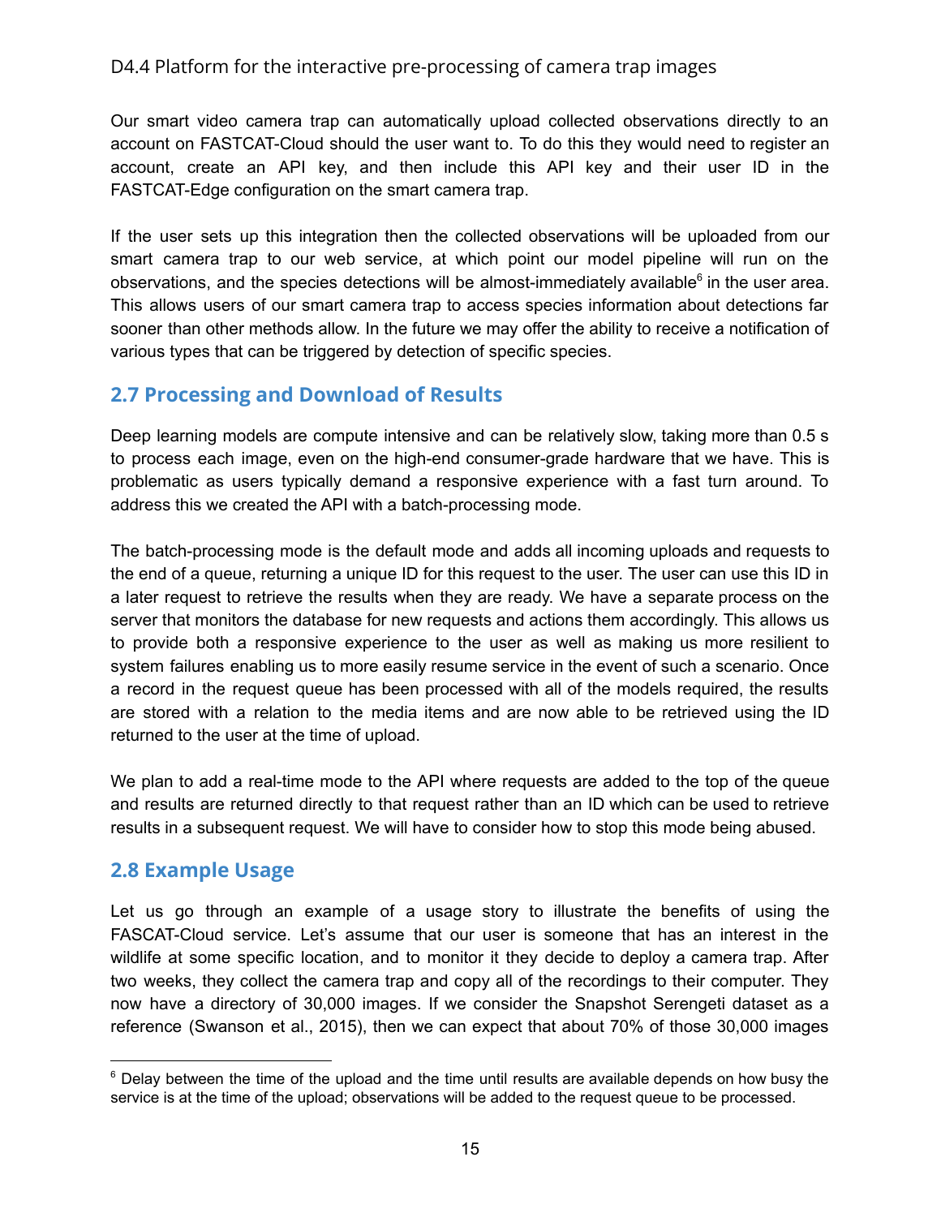Our smart video camera trap can automatically upload collected observations directly to an account on FASTCAT-Cloud should the user want to. To do this they would need to register an account, create an API key, and then include this API key and their user ID in the FASTCAT-Edge configuration on the smart camera trap.

If the user sets up this integration then the collected observations will be uploaded from our smart camera trap to our web service, at which point our model pipeline will run on the observations, and the species detections will be almost-immediately available[6] in the user area. This allows users of our smart camera trap to access species information about detections far sooner than other methods allow. In the future we may offer the ability to receive a notification of various types that can be triggered by detection of specific species.

## 2.7 Processing and Download of Results

Deep learning models are compute intensive and can be relatively slow, taking more than 0.5 s to process each image, even on the high-end consumer-grade hardware that we have. This is problematic as users typically demand a responsive experience with a fast turn around. To address this we created the API with a batch-processing mode.

The batch-processing mode is the default mode and adds all incoming uploads and requests to the end of a queue, returning a unique ID for this request to the user. The user can use this ID in a later request to retrieve the results when they are ready. We have a separate process on the server that monitors the database for new requests and actions them accordingly. This allows us to provide both a responsive experience to the user as well as making us more resilient to system failures enabling us to more easily resume service in the event of such a scenario. Once a record in the request queue has been processed with all of the models required, the results are stored with a relation to the media items and are now able to be retrieved using the ID returned to the user at the time of upload.

We plan to add a real-time mode to the API where requests are added to the top of the queue and results are returned directly to that request rather than an ID which can be used to retrieve results in a subsequent request. We will have to consider how to stop this mode being abused.

## 2.8 Example Usage

Let us go through an example of a usage story to illustrate the benefits of using the FASCAT-Cloud service. Let's assume that our user is someone that has an interest in the wildlife at some specific location, and to monitor it they decide to deploy a camera trap. After two weeks, they collect the camera trap and copy all of the recordings to their computer. They now have a directory of 30,000 images. If we consider the Snapshot Serengeti dataset as a reference (Swanson et al., 2015), then we can expect that about 70% of those 30,000 images

[6] Delay between the time of the upload and the time until results are available depends on how busy the service is at the time of the upload; observations will be added to the request queue to be processed.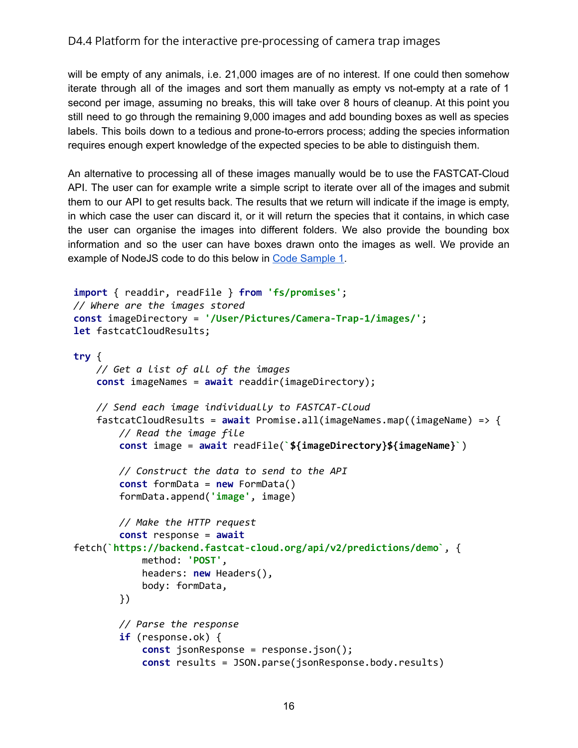will be empty of any animals, i.e. 21,000 images are of no interest. If one could then somehow iterate through all of the images and sort them manually as empty vs not-empty at a rate of 1 second per image, assuming no breaks, this will take over 8 hours of cleanup. At this point you still need to go through the remaining 9,000 images and add bounding boxes as well as species labels. This boils down to a tedious and prone-to-errors process; adding the species information requires enough expert knowledge of the expected species to be able to distinguish them.

An alternative to processing all of these images manually would be to use the FASTCAT-Cloud API. The user can for example write a simple script to iterate over all of the images and submit them to our API to get results back. The results that we return will indicate if the image is empty, in which case the user can discard it, or it will return the species that it contains, in which case the user can organise the images into different folders. We also provide the bounding box information and so the user can have boxes drawn onto the images as well. We provide an example of NodeJS code to do this below in Code Sample 1.

```
import { readdir, readFile } from 'fs/promises';
// Where are the images stored
const imageDirectory = '/User/Pictures/Camera-Trap-1/images/';
let fastcatCloudResults;

try {
    // Get a list of all of the images
    const imageNames = await readdir(imageDirectory);

    // Send each image individually to FASTCAT-Cloud
    fastcatCloudResults = await Promise.all(imageNames.map((imageName) => {
        // Read the image file
        const image = await readFile(`${imageDirectory}${imageName}`)

        // Construct the data to send to the API
        const formData = new FormData()
        formData.append('image', image)

        // Make the HTTP request
        const response = await
fetch(`https://backend.fastcat-cloud.org/api/v2/predictions/demo`, {
            method: 'POST',
            headers: new Headers(),
            body: formData,
        })

        // Parse the response
        if (response.ok) {
            const jsonResponse = response.json();
            const results = JSON.parse(jsonResponse.body.results)
```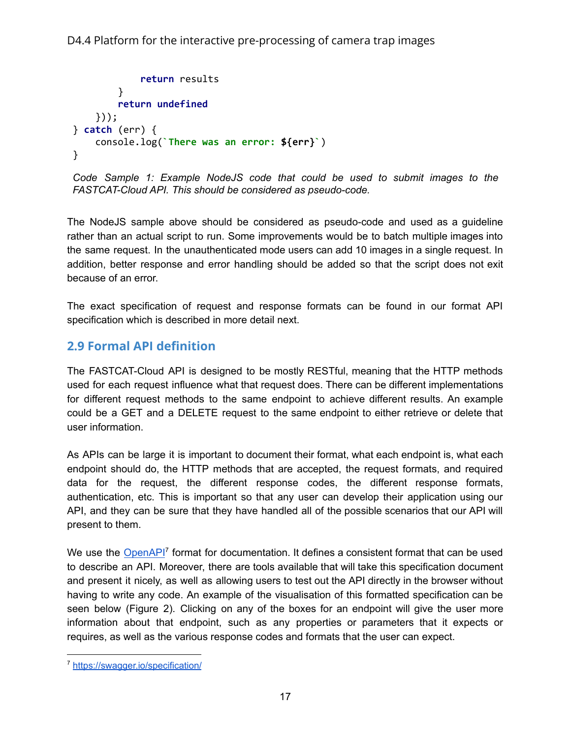```
            return results
        }
        return undefined
    }));
} catch (err) {
    console.log(`There was an error: ${err}`)
}
```

*Code Sample 1: Example NodeJS code that could be used to submit images to the FASTCAT-Cloud API. This should be considered as pseudo-code.*

The NodeJS sample above should be considered as pseudo-code and used as a guideline rather than an actual script to run. Some improvements would be to batch multiple images into the same request. In the unauthenticated mode users can add 10 images in a single request. In addition, better response and error handling should be added so that the script does not exit because of an error.

The exact specification of request and response formats can be found in our format API specification which is described in more detail next.

## 2.9 Formal API definition

The FASTCAT-Cloud API is designed to be mostly RESTful, meaning that the HTTP methods used for each request influence what that request does. There can be different implementations for different request methods to the same endpoint to achieve different results. An example could be a GET and a DELETE request to the same endpoint to either retrieve or delete that user information.

As APIs can be large it is important to document their format, what each endpoint is, what each endpoint should do, the HTTP methods that are accepted, the request formats, and required data for the request, the different response codes, the different response formats, authentication, etc. This is important so that any user can develop their application using our API, and they can be sure that they have handled all of the possible scenarios that our API will present to them.

We use the OpenAPI[7] format for documentation. It defines a consistent format that can be used to describe an API. Moreover, there are tools available that will take this specification document and present it nicely, as well as allowing users to test out the API directly in the browser without having to write any code. An example of the visualisation of this formatted specification can be seen below (Figure 2). Clicking on any of the boxes for an endpoint will give the user more information about that endpoint, such as any properties or parameters that it expects or requires, as well as the various response codes and formats that the user can expect.

[7] https://swagger.io/specification/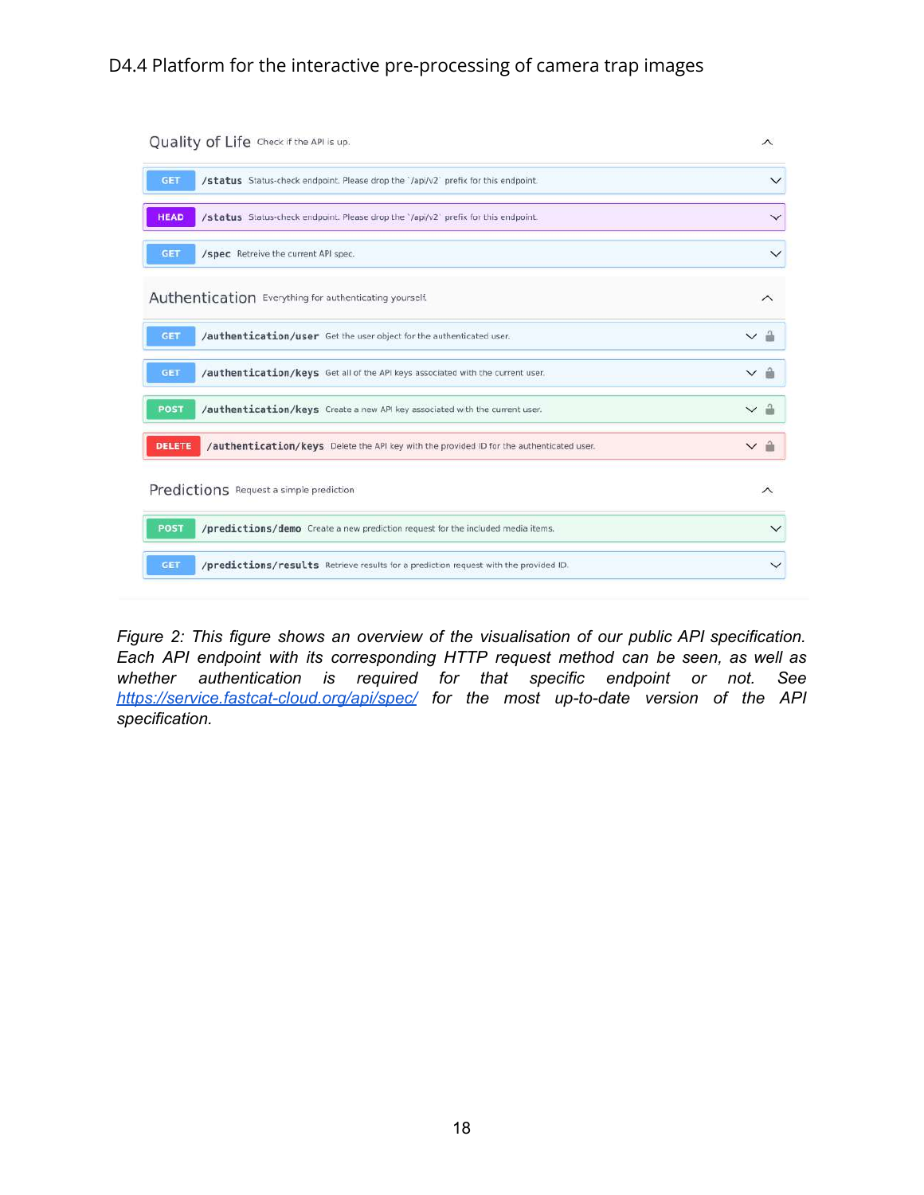Quality of Life Check if the API is up.

GET /status Status-check endpoint. Please drop the `/api/v2` prefix for this endpoint.

HEAD /status Status-check endpoint. Please drop the `/api/v2` prefix for this endpoint.

GET /spec Retreive the current API spec.

Authentication Everything for authenticating yourself.

GET /authentication/user Get the user object for the authenticated user.

GET /authentication/keys Get all of the API keys associated with the current user.

POST /authentication/keys Create a new API key associated with the current user.

DELETE /authentication/keys Delete the API key with the provided ID for the authenticated user.

Predictions Request a simple prediction

POST /predictions/demo Create a new prediction request for the included media items.

GET /predictions/results Retrieve results for a prediction request with the provided ID.

*Figure 2: This figure shows an overview of the visualisation of our public API specification. Each API endpoint with its corresponding HTTP request method can be seen, as well as whether authentication is required for that specific endpoint or not. See [https://service.fastcat-cloud.org/api/spec/](https://service.fastcat-cloud.org/api/spec/) for the most up-to-date version of the API specification.*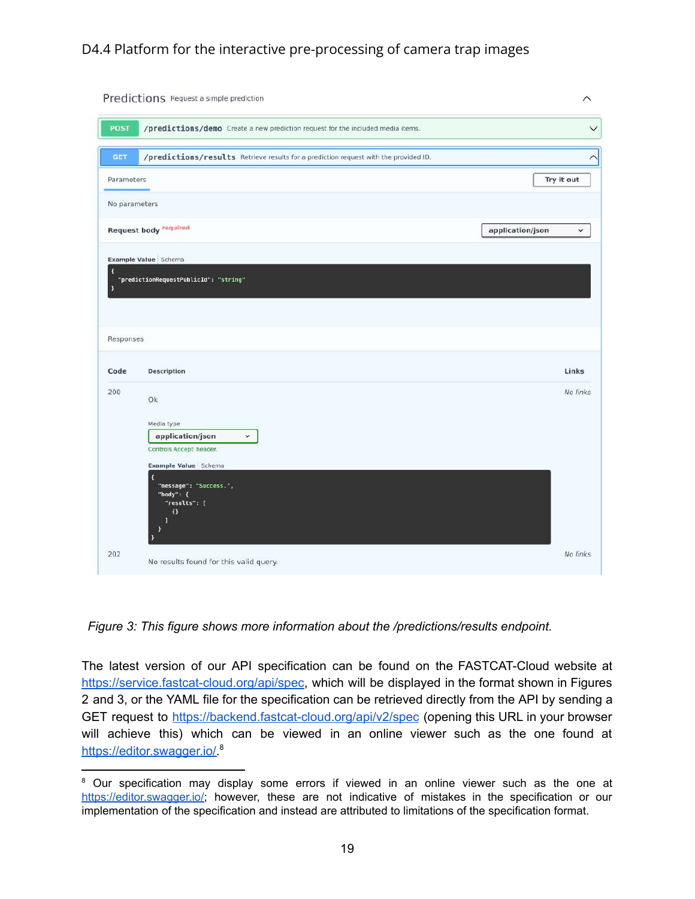Predictions Request a simple prediction

POST /predictions/demo Create a new prediction request for the included media items.

GET /predictions/results Retrieve results for a prediction request with the provided ID.

Parameters

Try it out

No parameters

Request body required

application/json

Example Value | Schema

```
{
  "predictionRequestPublicId": "string"
}
```

Responses

| Code | Description | Links |
|---|---|---|
| 200 | Ok<br><br>Media type<br>application/json<br>Controls Accept header.<br><br>Example Value \| Schema | No links |
| 202 | No results found for this valid query. | No links |

```
{
  "message": "Success.",
  "body": {
    "results": [
      {}
    ]
  }
}
```

*Figure 3: This figure shows more information about the /predictions/results endpoint.*

The latest version of our API specification can be found on the FASTCAT-Cloud website at https://service.fastcat-cloud.org/api/spec, which will be displayed in the format shown in Figures 2 and 3, or the YAML file for the specification can be retrieved directly from the API by sending a GET request to https://backend.fastcat-cloud.org/api/v2/spec (opening this URL in your browser will achieve this) which can be viewed in an online viewer such as the one found at https://editor.swagger.io/.[8]

[8] Our specification may display some errors if viewed in an online viewer such as the one at https://editor.swagger.io/; however, these are not indicative of mistakes in the specification or our implementation of the specification and instead are attributed to limitations of the specification format.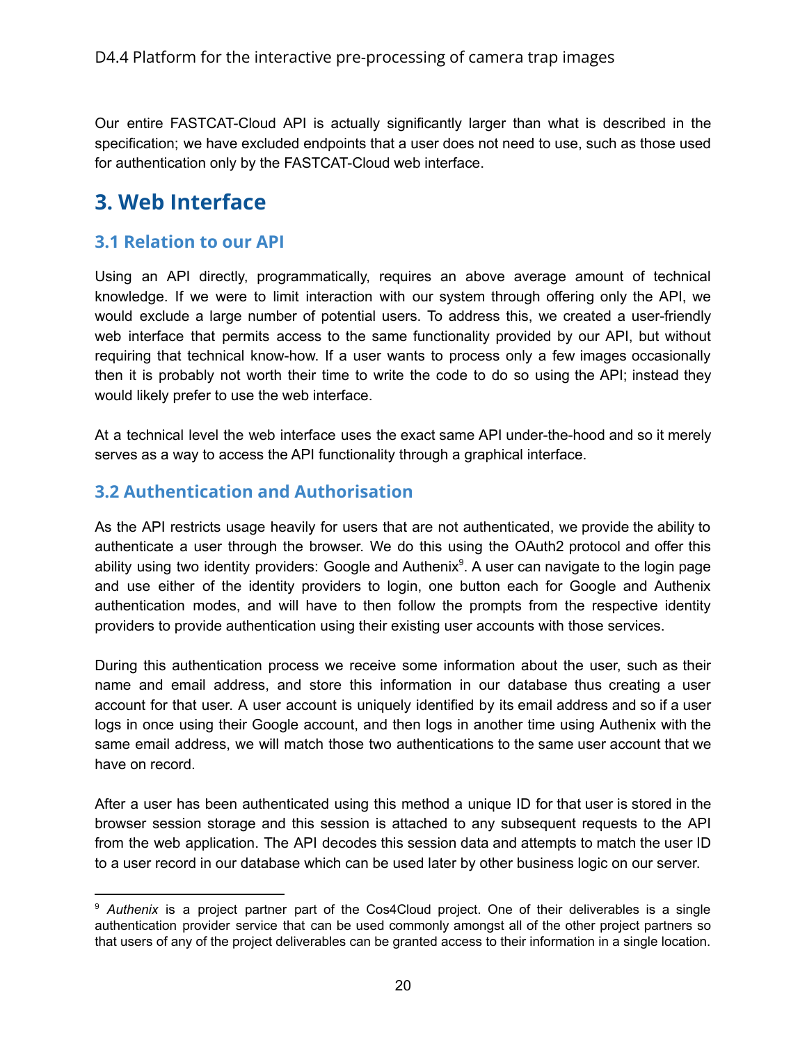Our entire FASTCAT-Cloud API is actually significantly larger than what is described in the specification; we have excluded endpoints that a user does not need to use, such as those used for authentication only by the FASTCAT-Cloud web interface.

# 3. Web Interface

## 3.1 Relation to our API

Using an API directly, programmatically, requires an above average amount of technical knowledge. If we were to limit interaction with our system through offering only the API, we would exclude a large number of potential users. To address this, we created a user-friendly web interface that permits access to the same functionality provided by our API, but without requiring that technical know-how. If a user wants to process only a few images occasionally then it is probably not worth their time to write the code to do so using the API; instead they would likely prefer to use the web interface.

At a technical level the web interface uses the exact same API under-the-hood and so it merely serves as a way to access the API functionality through a graphical interface.

## 3.2 Authentication and Authorisation

As the API restricts usage heavily for users that are not authenticated, we provide the ability to authenticate a user through the browser. We do this using the OAuth2 protocol and offer this ability using two identity providers: Google and Authenix[9]. A user can navigate to the login page and use either of the identity providers to login, one button each for Google and Authenix authentication modes, and will have to then follow the prompts from the respective identity providers to provide authentication using their existing user accounts with those services.

During this authentication process we receive some information about the user, such as their name and email address, and store this information in our database thus creating a user account for that user. A user account is uniquely identified by its email address and so if a user logs in once using their Google account, and then logs in another time using Authenix with the same email address, we will match those two authentications to the same user account that we have on record.

After a user has been authenticated using this method a unique ID for that user is stored in the browser session storage and this session is attached to any subsequent requests to the API from the web application. The API decodes this session data and attempts to match the user ID to a user record in our database which can be used later by other business logic on our server.

---

[9] *Authenix* is a project partner part of the Cos4Cloud project. One of their deliverables is a single authentication provider service that can be used commonly amongst all of the other project partners so that users of any of the project deliverables can be granted access to their information in a single location.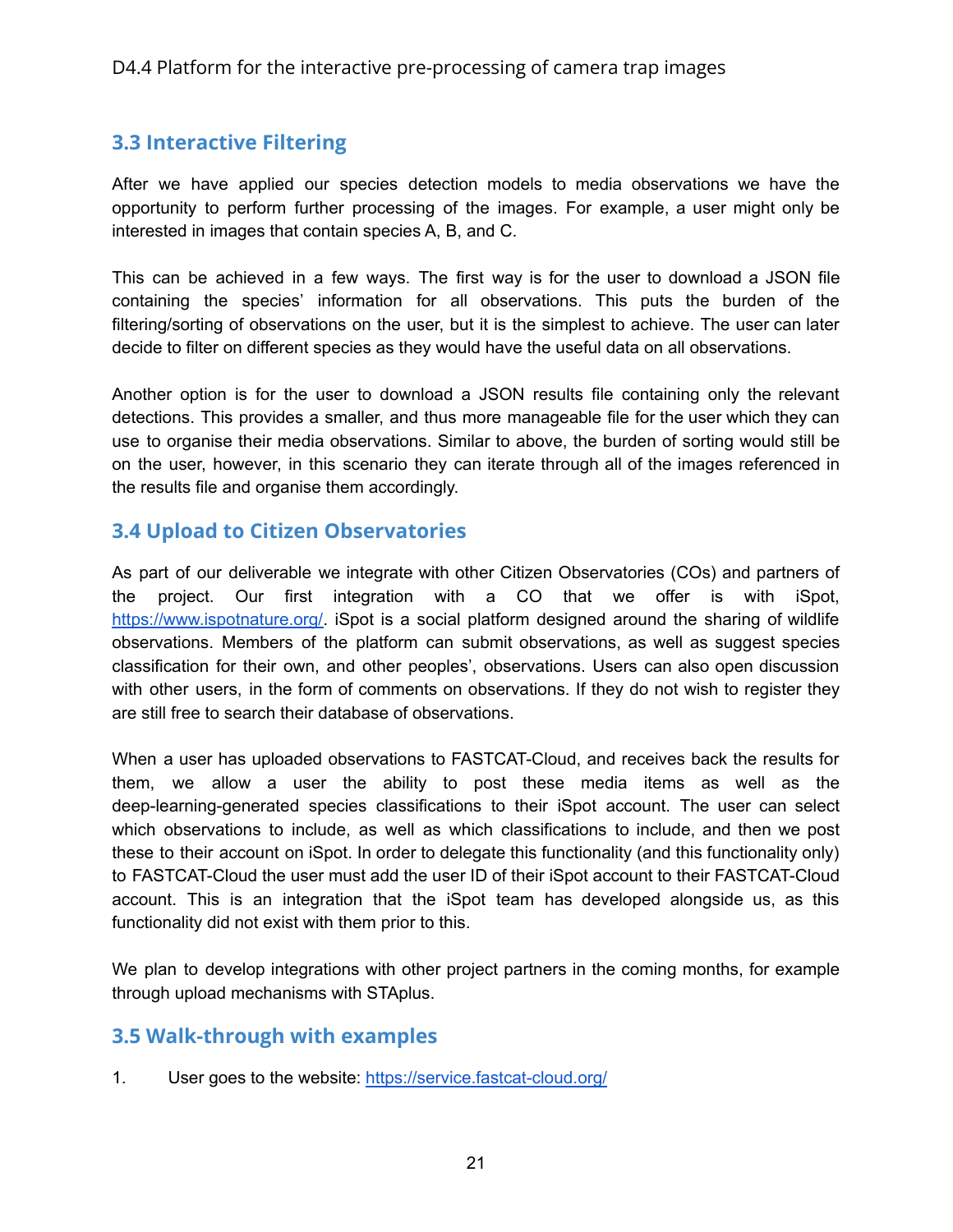## 3.3 Interactive Filtering

After we have applied our species detection models to media observations we have the opportunity to perform further processing of the images. For example, a user might only be interested in images that contain species A, B, and C.

This can be achieved in a few ways. The first way is for the user to download a JSON file containing the species' information for all observations. This puts the burden of the filtering/sorting of observations on the user, but it is the simplest to achieve. The user can later decide to filter on different species as they would have the useful data on all observations.

Another option is for the user to download a JSON results file containing only the relevant detections. This provides a smaller, and thus more manageable file for the user which they can use to organise their media observations. Similar to above, the burden of sorting would still be on the user, however, in this scenario they can iterate through all of the images referenced in the results file and organise them accordingly.

## 3.4 Upload to Citizen Observatories

As part of our deliverable we integrate with other Citizen Observatories (COs) and partners of the project. Our first integration with a CO that we offer is with iSpot, https://www.ispotnature.org/. iSpot is a social platform designed around the sharing of wildlife observations. Members of the platform can submit observations, as well as suggest species classification for their own, and other peoples', observations. Users can also open discussion with other users, in the form of comments on observations. If they do not wish to register they are still free to search their database of observations.

When a user has uploaded observations to FASTCAT-Cloud, and receives back the results for them, we allow a user the ability to post these media items as well as the deep-learning-generated species classifications to their iSpot account. The user can select which observations to include, as well as which classifications to include, and then we post these to their account on iSpot. In order to delegate this functionality (and this functionality only) to FASTCAT-Cloud the user must add the user ID of their iSpot account to their FASTCAT-Cloud account. This is an integration that the iSpot team has developed alongside us, as this functionality did not exist with them prior to this.

We plan to develop integrations with other project partners in the coming months, for example through upload mechanisms with STAplus.

## 3.5 Walk-through with examples

1. User goes to the website: https://service.fastcat-cloud.org/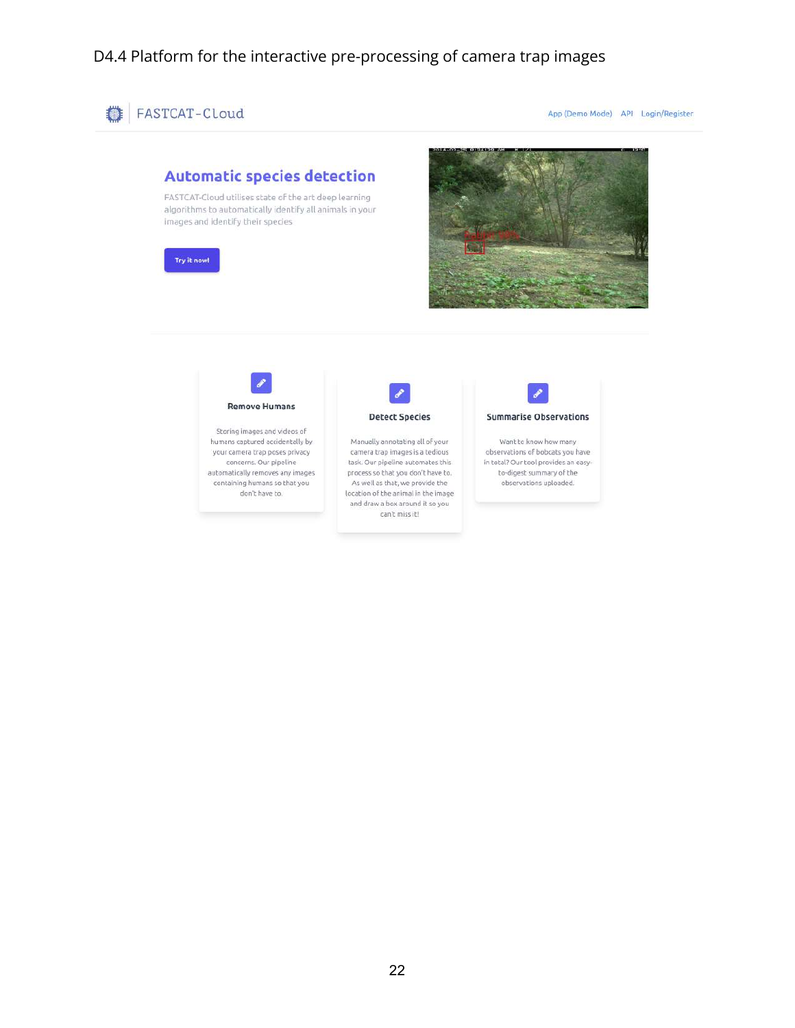D4.4 Platform for the interactive pre-processing of camera trap images

FASTCAT-Cloud

App (Demo Mode) API Login/Register

## Automatic species detection

FASTCAT-Cloud utilises state of the art deep learning algorithms to automatically identify all animals in your images and identify their species

Try it now!

### Remove Humans

Storing images and videos of humans captured accidentally by your camera trap poses privacy concerns. Our pipeline automatically removes any images containing humans so that you don't have to.

### Detect Species

Manually annotating all of your camera trap images is a tedious task. Our pipeline automates this process so that you don't have to. As well as that, we provide the location of the animal in the image and draw a box around it so you can't miss it!

### Summarise Observations

Want to know how many observations of bobcats you have in total? Our tool provides an easy-to-digest summary of the observations uploaded.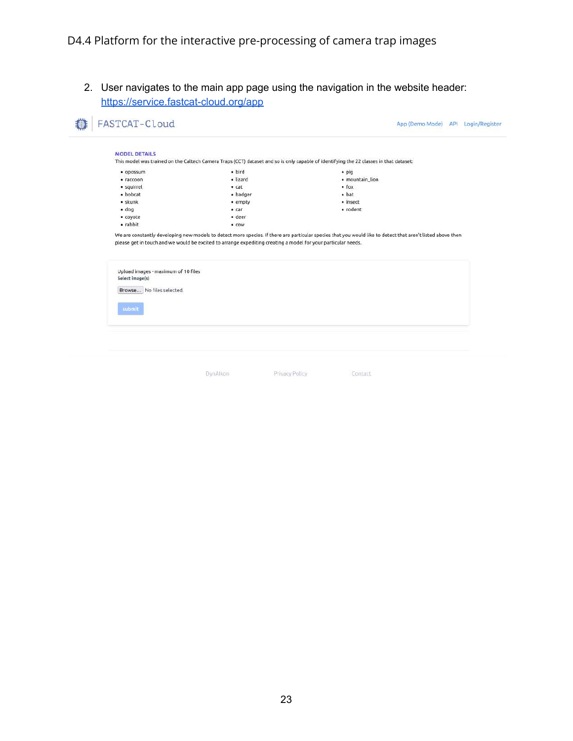2. User navigates to the main app page using the navigation in the website header: https://service.fastcat-cloud.org/app

FASTCAT-Cloud — App (Demo Mode) API Login/Register

MODEL DETAILS

This model was trained on the Caltech Camera Traps (CCT) dataset and so is only capable of identifying the 22 classes in that dataset:

- opossum
- raccoon
- squirrel
- bobcat
- skunk
- dog
- coyote
- rabbit
- bird
- lizard
- cat
- badger
- empty
- car
- deer
- cow
- pig
- mountain_lion
- fox
- bat
- insect
- rodent

We are constantly developing new models to detect more species. If there are particular species that you would like to detect that aren't listed above then please get in touch and we would be excited to arrange expediting creating a model for your particular needs.

Upload images - maximum of 10 files

Select image(s)

Browse... No files selected.

submit

DynAIkon Privacy Policy Contact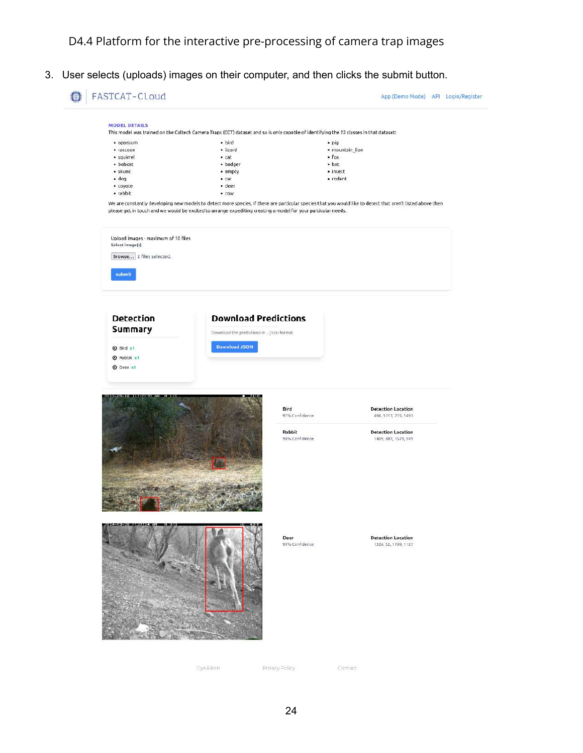3. User selects (uploads) images on their computer, and then clicks the submit button.

FASTCAT-Cloud — App (Demo Mode) | API | Login/Register

**MODEL DETAILS**

This model was trained on the Caltech Camera Traps (CCT) dataset and so is only capable of identifying the 22 classes in that dataset:

- opossum
- raccoon
- squirrel
- bobcat
- skunk
- dog
- coyote
- rabbit
- bird
- lizard
- cat
- badger
- empty
- car
- deer
- cow
- pig
- mountain_lion
- fox
- bat
- insect
- rodent

We are constantly developing new models to detect more species. If there are particular species that you would like to detect that aren't listed above then please get in touch and we would be excited to arrange expediting creating a model for your particular needs.

Upload images - maximum of 10 files
Select image(s)
Browse... 2 files selected.
submit

**Detection Summary**

- Bird x1
- Rabbit x1
- Deer x1

**Download Predictions**

Download the predictions in .json format.
Download JSON

| | |
|---|---|
| Bird<br>97% Confidence | Detection Location<br>496, 1317, 715, 1493 |
| Rabbit<br>98% Confidence | Detection Location<br>1409, 807, 1579, 949 |
| Deer<br>99% Confidence | Detection Location<br>1326, 52, 1799, 1127 |

DynAIkon | Privacy Policy | Contact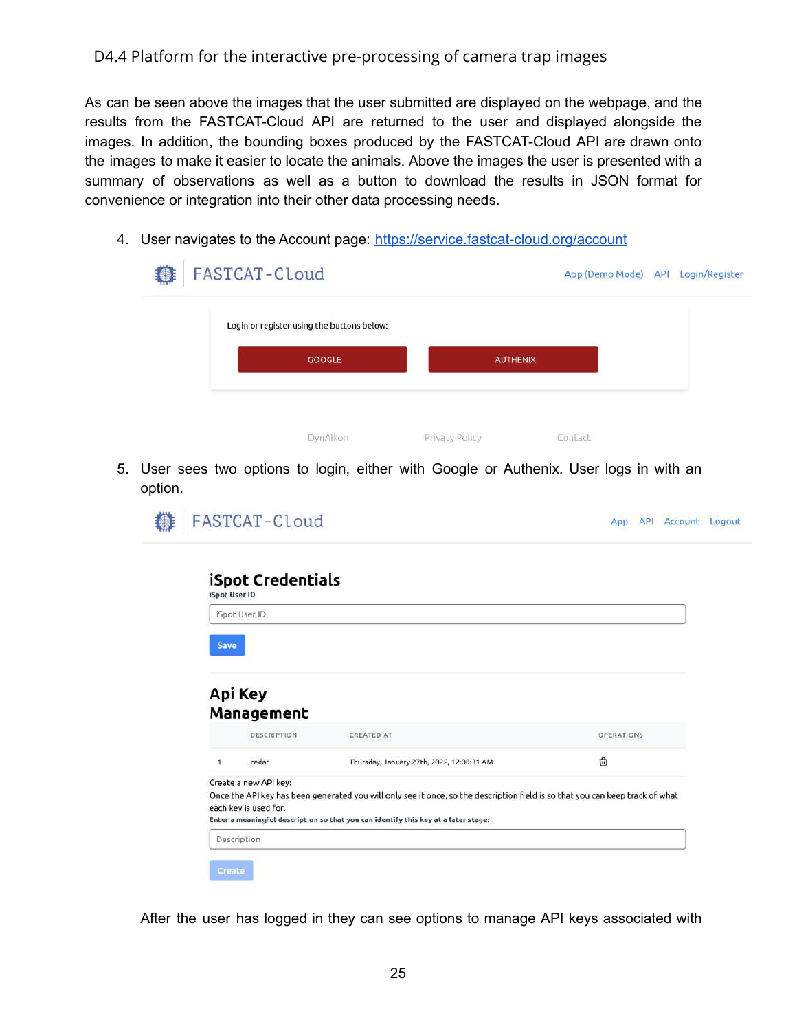As can be seen above the images that the user submitted are displayed on the webpage, and the results from the FASTCAT-Cloud API are returned to the user and displayed alongside the images. In addition, the bounding boxes produced by the FASTCAT-Cloud API are drawn onto the images to make it easier to locate the animals. Above the images the user is presented with a summary of observations as well as a button to download the results in JSON format for convenience or integration into their other data processing needs.

4. User navigates to the Account page: https://service.fastcat-cloud.org/account

FASTCAT-Cloud

App (Demo Mode) API Login/Register

Login or register using the buttons below:

GOOGLE AUTHENIX

DynAIkon Privacy Policy Contact

5. User sees two options to login, either with Google or Authenix. User logs in with an option.

FASTCAT-Cloud

App API Account Logout

**iSpot Credentials**

iSpot User ID

iSpot User ID

Save

**Api Key Management**

| | DESCRIPTION | CREATED AT | OPERATIONS |
|---|---|---|---|
| 1 | cedar | Thursday, January 27th, 2022, 12:00:31 AM | 🗑 |

Create a new API key:
Once the API key has been generated you will only see it once, so the description field is so that you can keep track of what each key is used for.
Enter a meaningful description so that you can identify this key at a later stage:

Description

Create

After the user has logged in they can see options to manage API keys associated with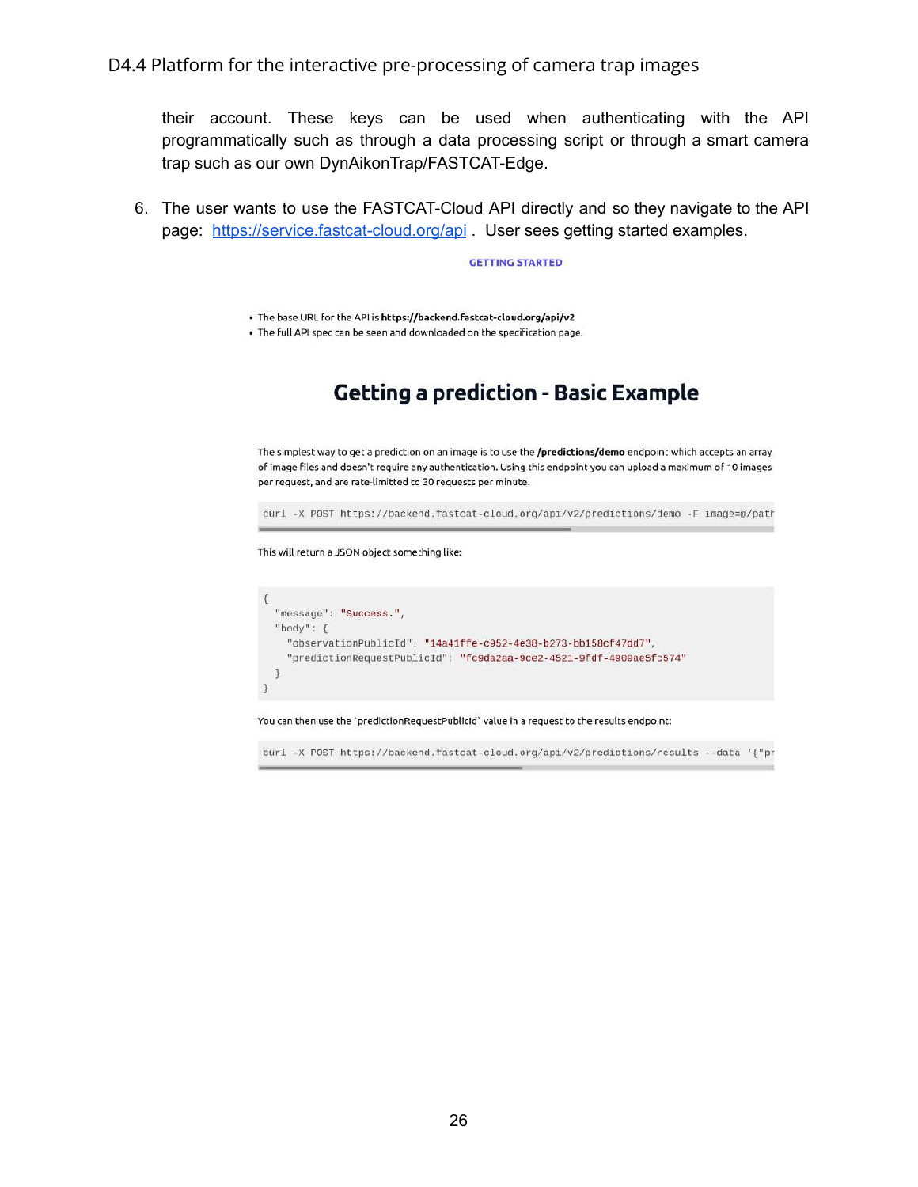their account. These keys can be used when authenticating with the API programmatically such as through a data processing script or through a smart camera trap such as our own DynAikonTrap/FASTCAT-Edge.

6. The user wants to use the FASTCAT-Cloud API directly and so they navigate to the API page: [https://service.fastcat-cloud.org/api](https://service.fastcat-cloud.org/api) . User sees getting started examples.

GETTING STARTED

- The base URL for the API is **https://backend.fastcat-cloud.org/api/v2**
- The full API spec can be seen and downloaded on the specification page.

## Getting a prediction - Basic Example

The simplest way to get a prediction on an image is to use the **/predictions/demo** endpoint which accepts an array of image files and doesn't require any authentication. Using this endpoint you can upload a maximum of 10 images per request, and are rate-limitted to 30 requests per minute.

```
curl -X POST https://backend.fastcat-cloud.org/api/v2/predictions/demo -F image=@/path
```

This will return a JSON object something like:

```
{
  "message": "Success.",
  "body": {
    "observationPublicId": "14a41ffe-c952-4e38-b273-bb158cf47dd7",
    "predictionRequestPublicId": "fc9da2aa-9ce2-4521-9fdf-4909ae5fc574"
  }
}
```

You can then use the `predictionRequestPublicId` value in a request to the results endpoint:

```
curl -X POST https://backend.fastcat-cloud.org/api/v2/predictions/results --data '{"pr
```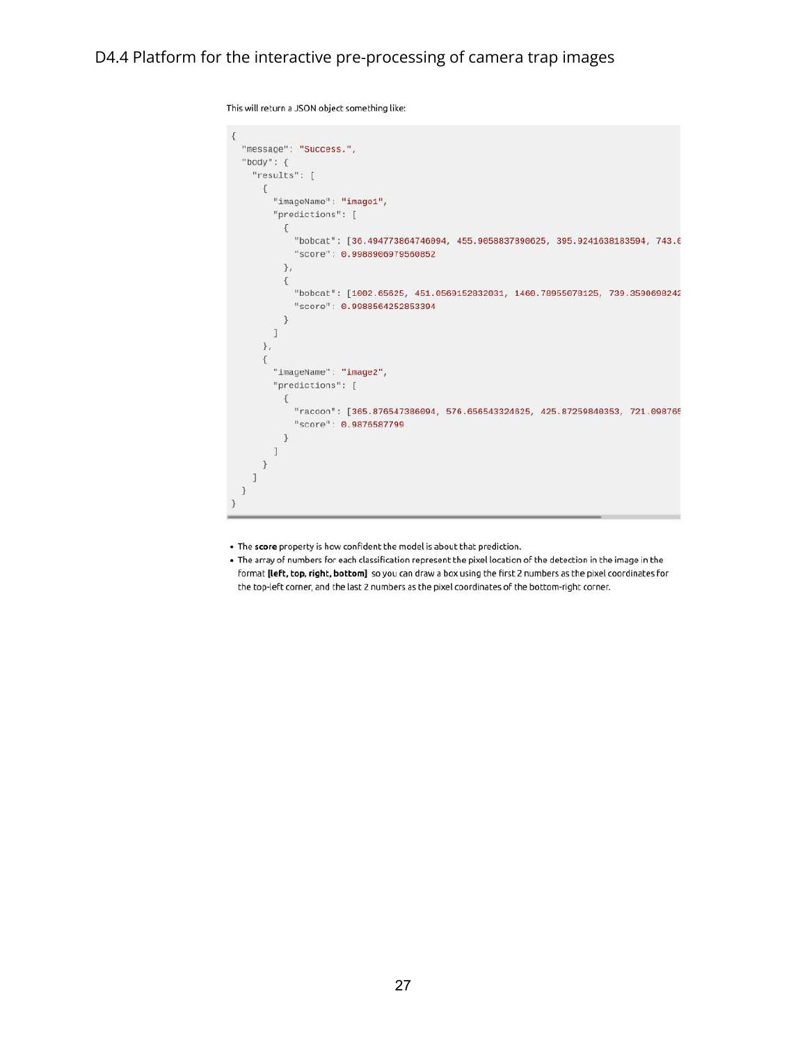This will return a JSON object something like:

```
{
  "message": "Success.",
  "body": {
    "results": [
      {
        "imageName": "image1",
        "predictions": [
          {
            "bobcat": [36.494773864746094, 455.9058837890625, 395.9241638183594, 743.6
            "score": 0.9988906979560852
          },
          {
            "bobcat": [1002.65625, 451.0569152832031, 1460.78955078125, 739.3590698242
            "score": 0.9988564252853394
          }
        ]
      },
      {
        "imageName": "image2",
        "predictions": [
          {
            "racoon": [365.876547386094, 576.656543324625, 425.87259840353, 721.098765
            "score": 0.9876587799
          }
        ]
      }
    ]
  }
}
```

- The **score** property is how confident the model is about that prediction.
- The array of numbers for each classification represent the pixel location of the detection in the image in the format **[left, top, right, bottom]** so you can draw a box using the first 2 numbers as the pixel coordinates for the top-left corner, and the last 2 numbers as the pixel coordinates of the bottom-right corner.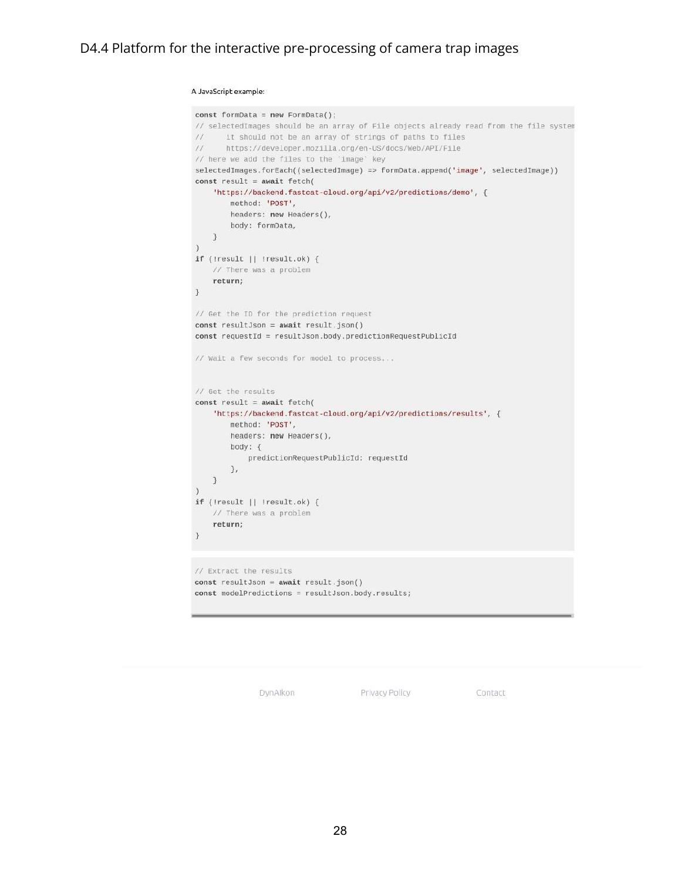A JavaScript example:

```
const formData = new FormData();
// selectedImages should be an array of File objects already read from the file system
//     it should not be an array of strings of paths to files
//     https://developer.mozilla.org/en-US/docs/Web/API/File
// here we add the files to the `image` key
selectedImages.forEach((selectedImage) => formData.append('image', selectedImage))
const result = await fetch(
    'https://backend.fastcat-cloud.org/api/v2/predictions/demo', {
        method: 'POST',
        headers: new Headers(),
        body: formData,
    }
)
if (!result || !result.ok) {
    // There was a problem
    return;
}

// Get the ID for the prediction request
const resultJson = await result.json()
const requestId = resultJson.body.predictionRequestPublicId

// Wait a few seconds for model to process...


// Get the results
const result = await fetch(
    'https://backend.fastcat-cloud.org/api/v2/predictions/results', {
        method: 'POST',
        headers: new Headers(),
        body: {
            predictionRequestPublicId: requestId
        },
    }
)
if (!result || !result.ok) {
    // There was a problem
    return;
}
```

```
// Extract the results
const resultJson = await result.json()
const modelPredictions = resultJson.body.results;
```

DynAIkon    Privacy Policy    Contact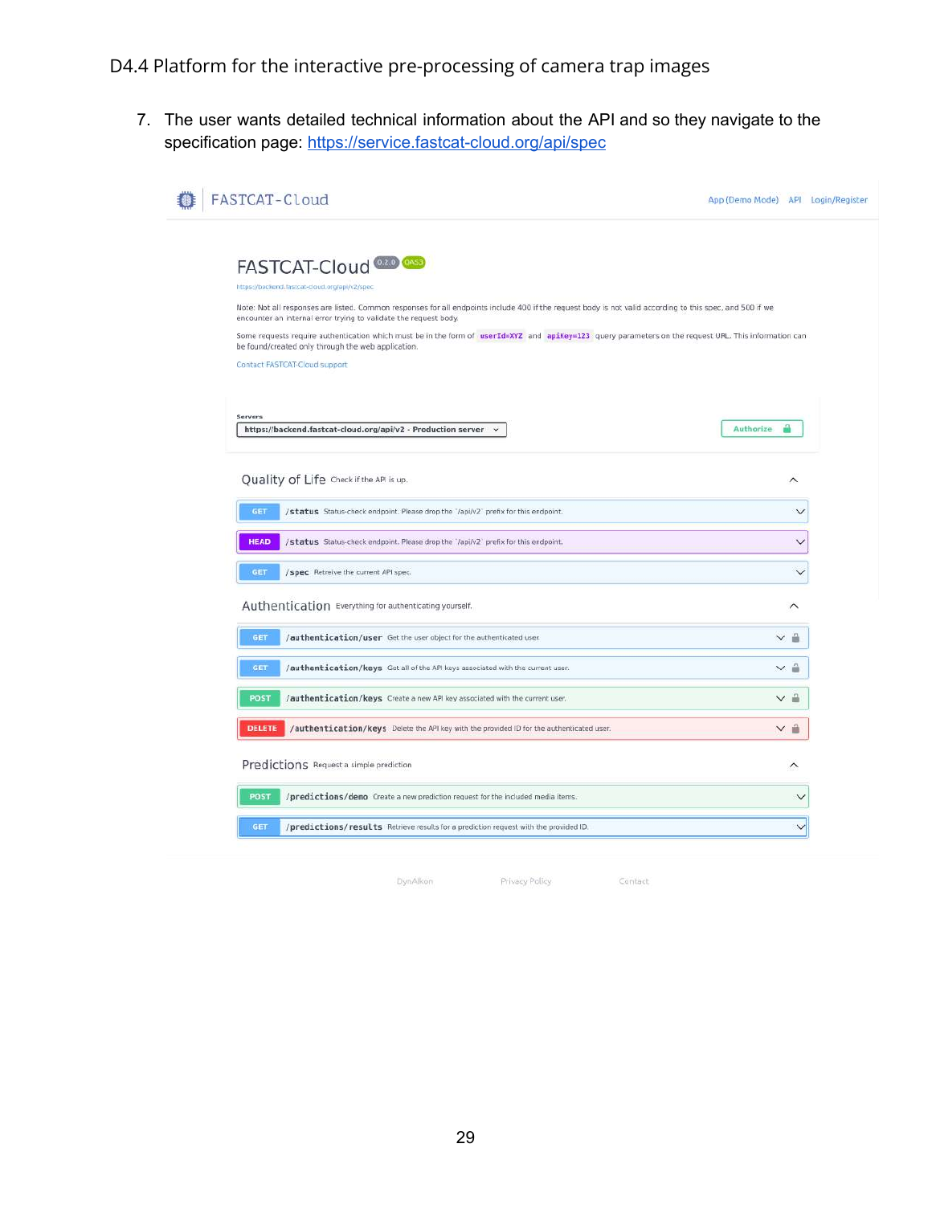7. The user wants detailed technical information about the API and so they navigate to the specification page: [https://service.fastcat-cloud.org/api/spec](https://service.fastcat-cloud.org/api/spec)

FASTCAT-Cloud    App (Demo Mode)   API   Login/Register

# FASTCAT-Cloud 0.2.0 OAS3

https://backend.fastcat-cloud.org/api/v2/spec

Note: Not all responses are listed. Common responses for all endpoints include 400 if the request body is not valid according to this spec, and 500 if we encounter an internal error trying to validate the request body.

Some requests require authentication which must be in the form of `userId=XYZ` and `apiKey=123` query parameters on the request URL. This information can be found/created only through the web application.

Contact FASTCAT-Cloud support

Servers

https://backend.fastcat-cloud.org/api/v2 - Production server

Authorize

## Quality of Life Check if the API is up.

- GET `/status` Status-check endpoint. Please drop the `/api/v2` prefix for this endpoint.
- HEAD `/status` Status-check endpoint. Please drop the `/api/v2` prefix for this endpoint.
- GET `/spec` Retreive the current API spec.

## Authentication Everything for authenticating yourself.

- GET `/authentication/user` Get the user object for the authenticated user.
- GET `/authentication/keys` Get all of the API keys associated with the current user.
- POST `/authentication/keys` Create a new API key associated with the current user.
- DELETE `/authentication/keys` Delete the API key with the provided ID for the authenticated user.

## Predictions Request a simple prediction

- POST `/predictions/demo` Create a new prediction request for the included media items.
- GET `/predictions/results` Retrieve results for a prediction request with the provided ID.

DynAIkon   Privacy Policy   Contact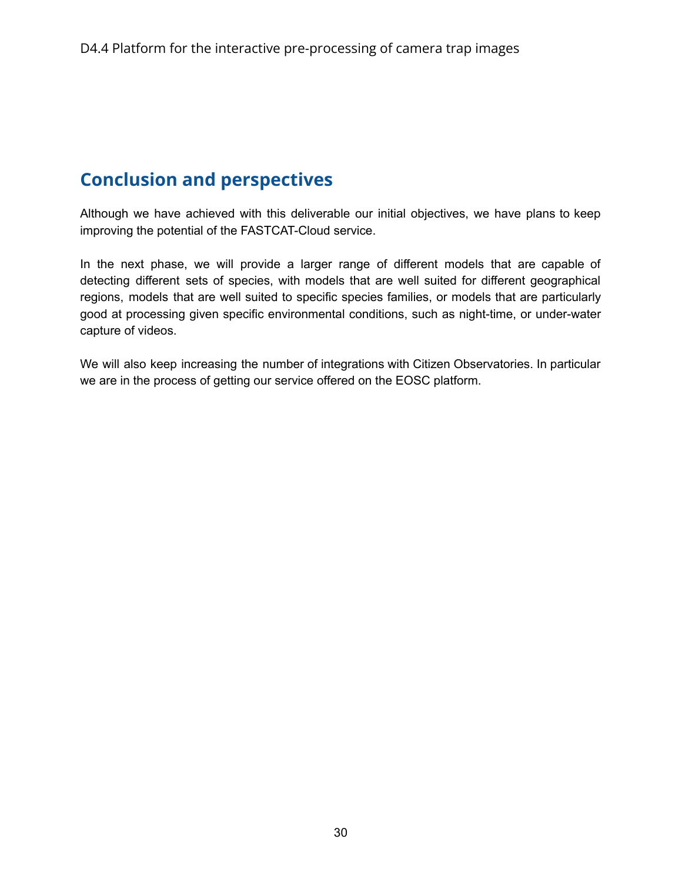## Conclusion and perspectives

Although we have achieved with this deliverable our initial objectives, we have plans to keep improving the potential of the FASTCAT-Cloud service.

In the next phase, we will provide a larger range of different models that are capable of detecting different sets of species, with models that are well suited for different geographical regions, models that are well suited to specific species families, or models that are particularly good at processing given specific environmental conditions, such as night-time, or under-water capture of videos.

We will also keep increasing the number of integrations with Citizen Observatories. In particular we are in the process of getting our service offered on the EOSC platform.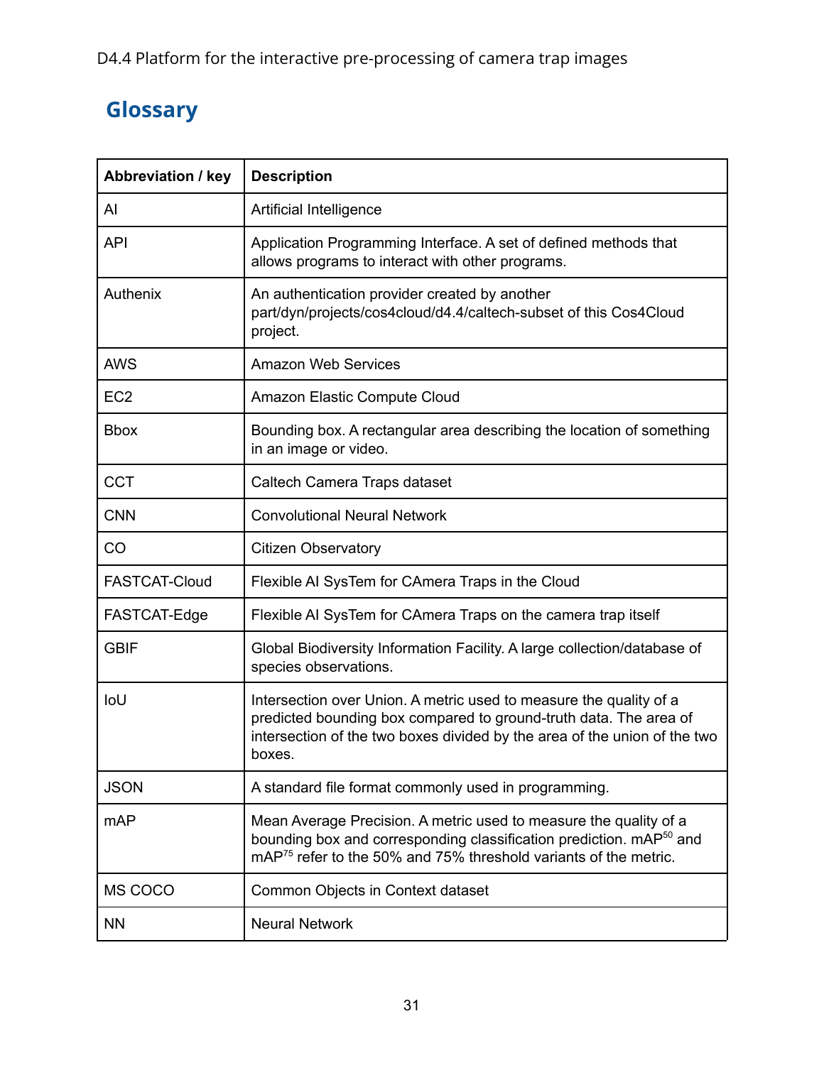## Glossary

| Abbreviation / key | Description |
|---|---|
| AI | Artificial Intelligence |
| API | Application Programming Interface. A set of defined methods that allows programs to interact with other programs. |
| Authenix | An authentication provider created by another part/dyn/projects/cos4cloud/d4.4/caltech-subset of this Cos4Cloud project. |
| AWS | Amazon Web Services |
| EC2 | Amazon Elastic Compute Cloud |
| Bbox | Bounding box. A rectangular area describing the location of something in an image or video. |
| CCT | Caltech Camera Traps dataset |
| CNN | Convolutional Neural Network |
| CO | Citizen Observatory |
| FASTCAT-Cloud | Flexible AI SysTem for CAmera Traps in the Cloud |
| FASTCAT-Edge | Flexible AI SysTem for CAmera Traps on the camera trap itself |
| GBIF | Global Biodiversity Information Facility. A large collection/database of species observations. |
| IoU | Intersection over Union. A metric used to measure the quality of a predicted bounding box compared to ground-truth data. The area of intersection of the two boxes divided by the area of the union of the two boxes. |
| JSON | A standard file format commonly used in programming. |
| mAP | Mean Average Precision. A metric used to measure the quality of a bounding box and corresponding classification prediction. $mAP^{50}$ and $mAP^{75}$ refer to the 50% and 75% threshold variants of the metric. |
| MS COCO | Common Objects in Context dataset |
| NN | Neural Network |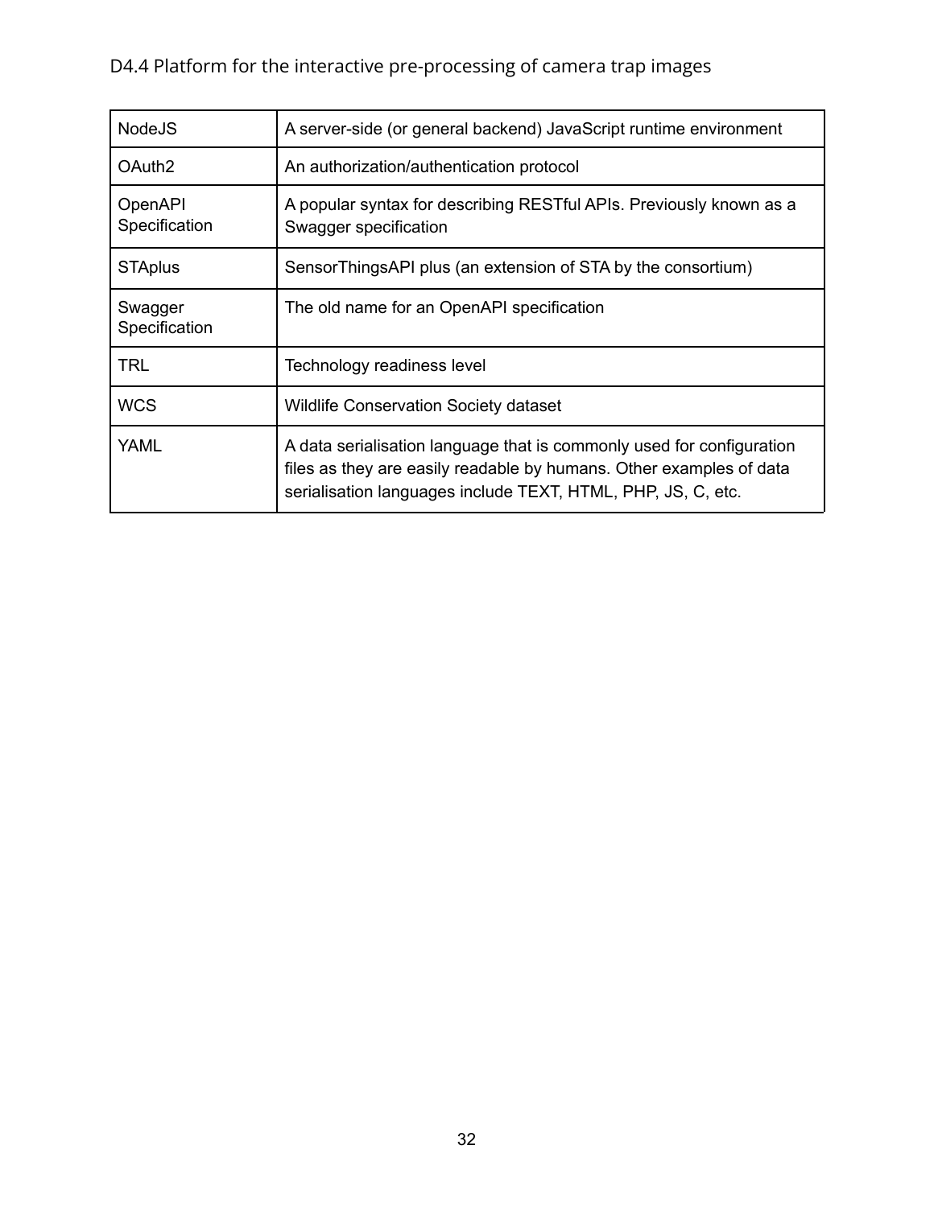| NodeJS | A server-side (or general backend) JavaScript runtime environment |
|---|---|
| OAuth2 | An authorization/authentication protocol |
| OpenAPI Specification | A popular syntax for describing RESTful APIs. Previously known as a Swagger specification |
| STAplus | SensorThingsAPI plus (an extension of STA by the consortium) |
| Swagger Specification | The old name for an OpenAPI specification |
| TRL | Technology readiness level |
| WCS | Wildlife Conservation Society dataset |
| YAML | A data serialisation language that is commonly used for configuration files as they are easily readable by humans. Other examples of data serialisation languages include TEXT, HTML, PHP, JS, C, etc. |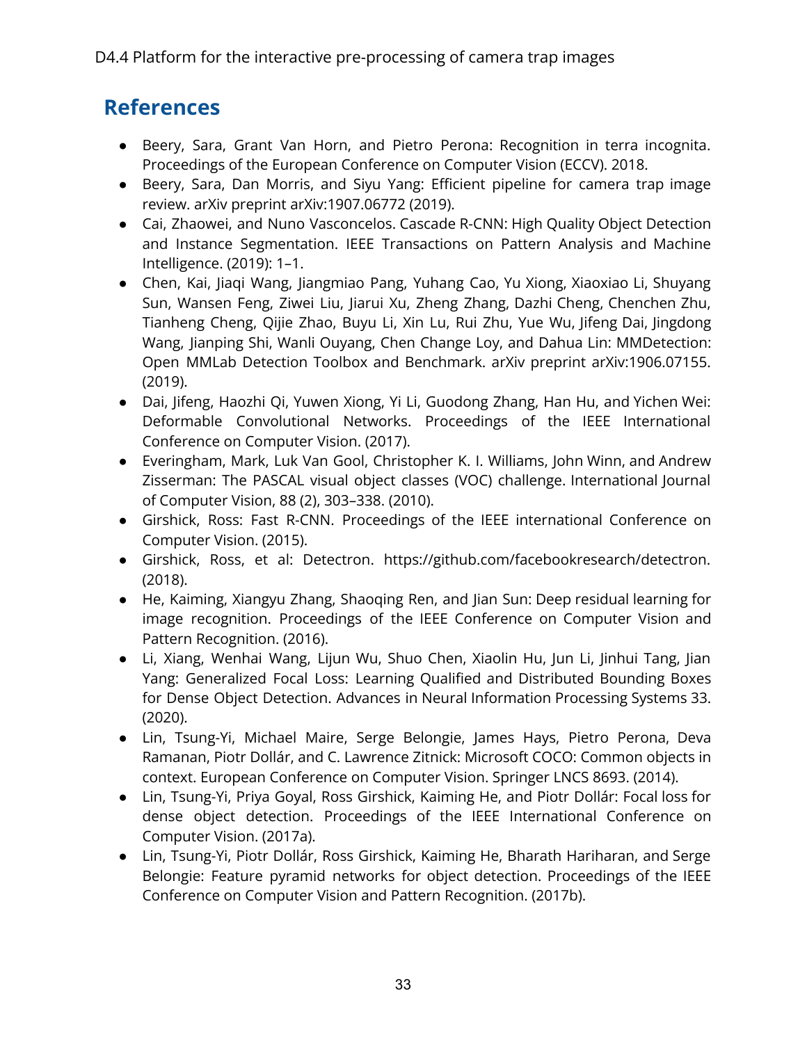## References

- Beery, Sara, Grant Van Horn, and Pietro Perona: Recognition in terra incognita. Proceedings of the European Conference on Computer Vision (ECCV). 2018.
- Beery, Sara, Dan Morris, and Siyu Yang: Efficient pipeline for camera trap image review. arXiv preprint arXiv:1907.06772 (2019).
- Cai, Zhaowei, and Nuno Vasconcelos. Cascade R-CNN: High Quality Object Detection and Instance Segmentation. IEEE Transactions on Pattern Analysis and Machine Intelligence. (2019): 1–1.
- Chen, Kai, Jiaqi Wang, Jiangmiao Pang, Yuhang Cao, Yu Xiong, Xiaoxiao Li, Shuyang Sun, Wansen Feng, Ziwei Liu, Jiarui Xu, Zheng Zhang, Dazhi Cheng, Chenchen Zhu, Tianheng Cheng, Qijie Zhao, Buyu Li, Xin Lu, Rui Zhu, Yue Wu, Jifeng Dai, Jingdong Wang, Jianping Shi, Wanli Ouyang, Chen Change Loy, and Dahua Lin: MMDetection: Open MMLab Detection Toolbox and Benchmark. arXiv preprint arXiv:1906.07155. (2019).
- Dai, Jifeng, Haozhi Qi, Yuwen Xiong, Yi Li, Guodong Zhang, Han Hu, and Yichen Wei: Deformable Convolutional Networks. Proceedings of the IEEE International Conference on Computer Vision. (2017).
- Everingham, Mark, Luk Van Gool, Christopher K. I. Williams, John Winn, and Andrew Zisserman: The PASCAL visual object classes (VOC) challenge. International Journal of Computer Vision, 88 (2), 303–338. (2010).
- Girshick, Ross: Fast R-CNN. Proceedings of the IEEE international Conference on Computer Vision. (2015).
- Girshick, Ross, et al: Detectron. https://github.com/facebookresearch/detectron. (2018).
- He, Kaiming, Xiangyu Zhang, Shaoqing Ren, and Jian Sun: Deep residual learning for image recognition. Proceedings of the IEEE Conference on Computer Vision and Pattern Recognition. (2016).
- Li, Xiang, Wenhai Wang, Lijun Wu, Shuo Chen, Xiaolin Hu, Jun Li, Jinhui Tang, Jian Yang: Generalized Focal Loss: Learning Qualified and Distributed Bounding Boxes for Dense Object Detection. Advances in Neural Information Processing Systems 33. (2020).
- Lin, Tsung-Yi, Michael Maire, Serge Belongie, James Hays, Pietro Perona, Deva Ramanan, Piotr Dollár, and C. Lawrence Zitnick: Microsoft COCO: Common objects in context. European Conference on Computer Vision. Springer LNCS 8693. (2014).
- Lin, Tsung-Yi, Priya Goyal, Ross Girshick, Kaiming He, and Piotr Dollár: Focal loss for dense object detection. Proceedings of the IEEE International Conference on Computer Vision. (2017a).
- Lin, Tsung-Yi, Piotr Dollár, Ross Girshick, Kaiming He, Bharath Hariharan, and Serge Belongie: Feature pyramid networks for object detection. Proceedings of the IEEE Conference on Computer Vision and Pattern Recognition. (2017b).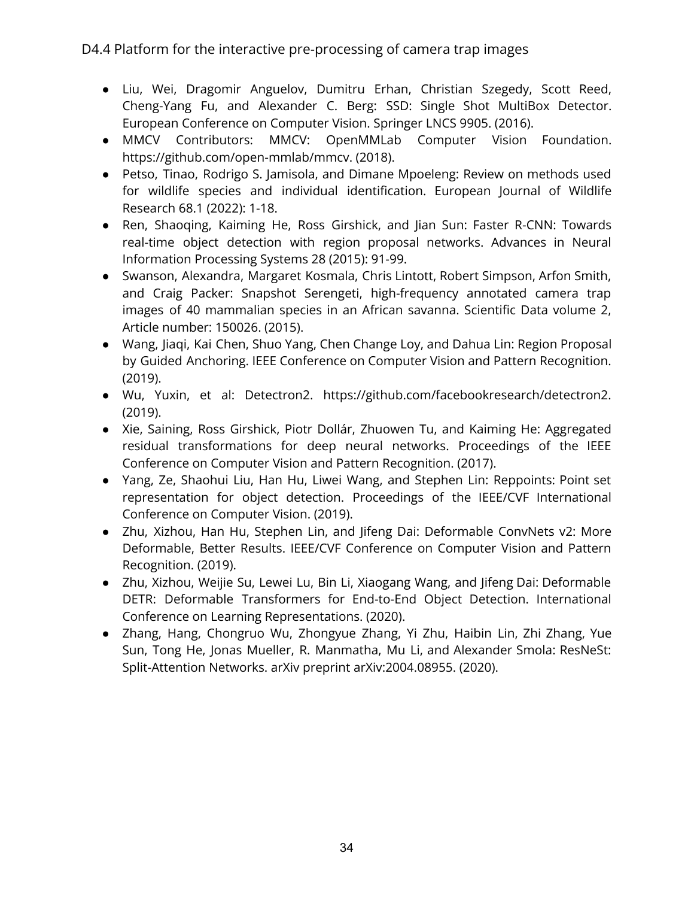- Liu, Wei, Dragomir Anguelov, Dumitru Erhan, Christian Szegedy, Scott Reed, Cheng-Yang Fu, and Alexander C. Berg: SSD: Single Shot MultiBox Detector. European Conference on Computer Vision. Springer LNCS 9905. (2016).
- MMCV Contributors: MMCV: OpenMMLab Computer Vision Foundation. https://github.com/open-mmlab/mmcv. (2018).
- Petso, Tinao, Rodrigo S. Jamisola, and Dimane Mpoeleng: Review on methods used for wildlife species and individual identification. European Journal of Wildlife Research 68.1 (2022): 1-18.
- Ren, Shaoqing, Kaiming He, Ross Girshick, and Jian Sun: Faster R-CNN: Towards real-time object detection with region proposal networks. Advances in Neural Information Processing Systems 28 (2015): 91-99.
- Swanson, Alexandra, Margaret Kosmala, Chris Lintott, Robert Simpson, Arfon Smith, and Craig Packer: Snapshot Serengeti, high-frequency annotated camera trap images of 40 mammalian species in an African savanna. Scientific Data volume 2, Article number: 150026. (2015).
- Wang, Jiaqi, Kai Chen, Shuo Yang, Chen Change Loy, and Dahua Lin: Region Proposal by Guided Anchoring. IEEE Conference on Computer Vision and Pattern Recognition. (2019).
- Wu, Yuxin, et al: Detectron2. https://github.com/facebookresearch/detectron2. (2019).
- Xie, Saining, Ross Girshick, Piotr Dollár, Zhuowen Tu, and Kaiming He: Aggregated residual transformations for deep neural networks. Proceedings of the IEEE Conference on Computer Vision and Pattern Recognition. (2017).
- Yang, Ze, Shaohui Liu, Han Hu, Liwei Wang, and Stephen Lin: Reppoints: Point set representation for object detection. Proceedings of the IEEE/CVF International Conference on Computer Vision. (2019).
- Zhu, Xizhou, Han Hu, Stephen Lin, and Jifeng Dai: Deformable ConvNets v2: More Deformable, Better Results. IEEE/CVF Conference on Computer Vision and Pattern Recognition. (2019).
- Zhu, Xizhou, Weijie Su, Lewei Lu, Bin Li, Xiaogang Wang, and Jifeng Dai: Deformable DETR: Deformable Transformers for End-to-End Object Detection. International Conference on Learning Representations. (2020).
- Zhang, Hang, Chongruo Wu, Zhongyue Zhang, Yi Zhu, Haibin Lin, Zhi Zhang, Yue Sun, Tong He, Jonas Mueller, R. Manmatha, Mu Li, and Alexander Smola: ResNeSt: Split-Attention Networks. arXiv preprint arXiv:2004.08955. (2020).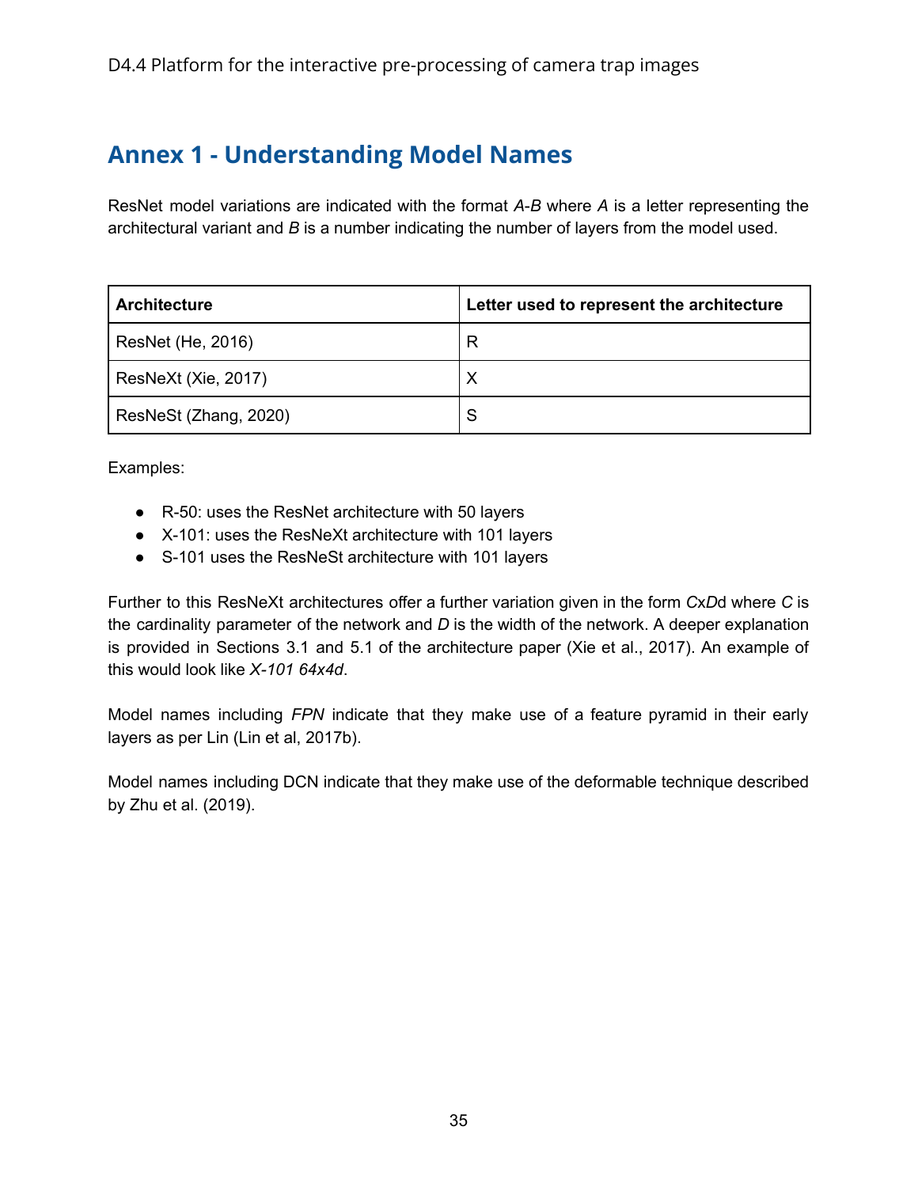## Annex 1 - Understanding Model Names

ResNet model variations are indicated with the format *A-B* where *A* is a letter representing the architectural variant and *B* is a number indicating the number of layers from the model used.

| **Architecture** | **Letter used to represent the architecture** |
|---|---|
| ResNet (He, 2016) | R |
| ResNeXt (Xie, 2017) | X |
| ResNeSt (Zhang, 2020) | S |

Examples:

- R-50: uses the ResNet architecture with 50 layers
- X-101: uses the ResNeXt architecture with 101 layers
- S-101 uses the ResNeSt architecture with 101 layers

Further to this ResNeXt architectures offer a further variation given in the form *C*x*D*d where *C* is the cardinality parameter of the network and *D* is the width of the network. A deeper explanation is provided in Sections 3.1 and 5.1 of the architecture paper (Xie et al., 2017). An example of this would look like *X-101 64x4d*.

Model names including *FPN* indicate that they make use of a feature pyramid in their early layers as per Lin (Lin et al, 2017b).

Model names including DCN indicate that they make use of the deformable technique described by Zhu et al. (2019).